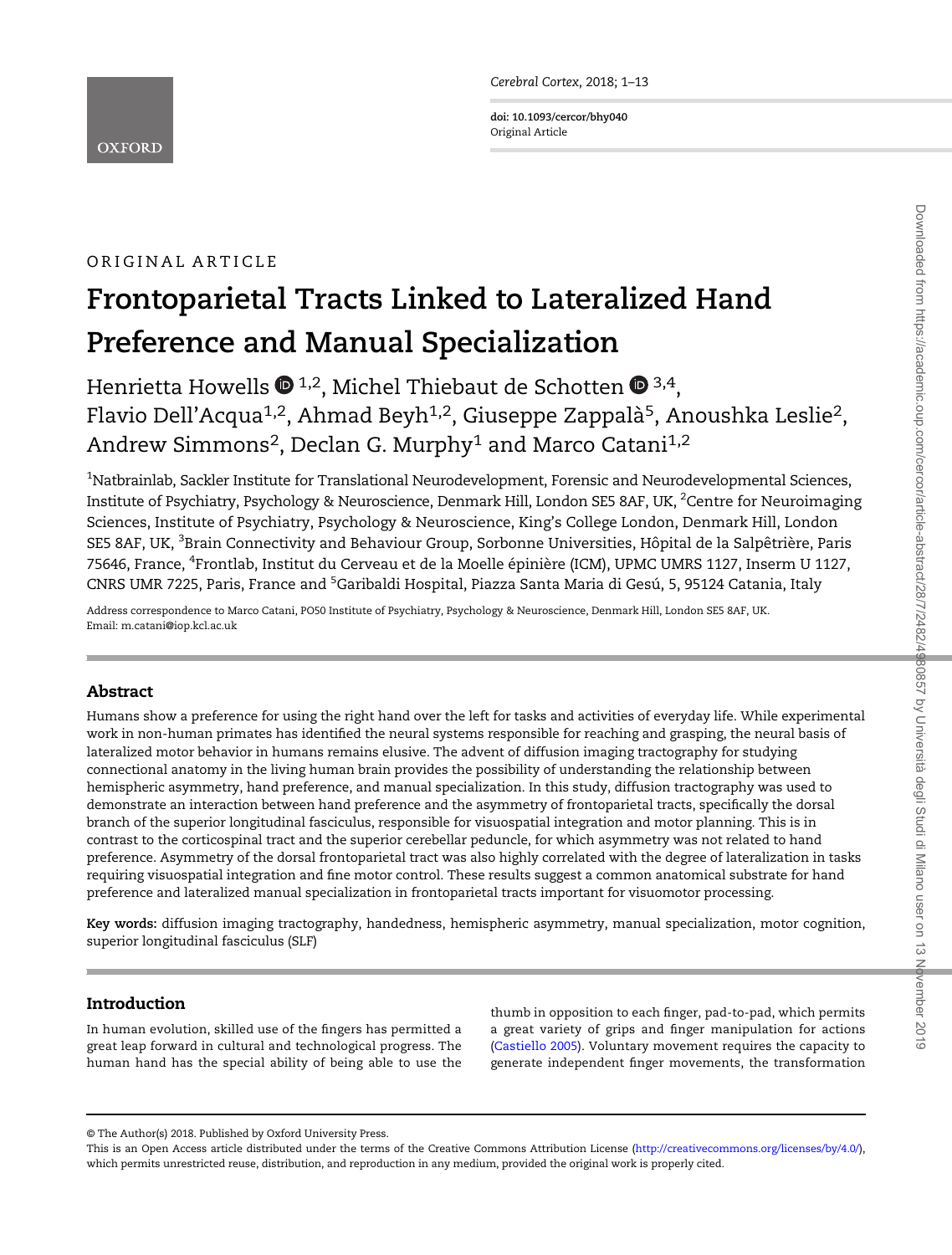ORIGINAL ARTICLE

# Frontoparietal Tracts Linked to Lateralized Hand Preference and Manual Specialization

Henrietta Howells[1,2], Michel Thiebaut de Schotten[3,4], Flavio Dell'Acqua[1,2], Ahmad Beyh[1,2], Giuseppe Zappalà[5], Anoushka Leslie[2], Andrew Simmons[2], Declan G. Murphy[1] and Marco Catani[1,2]

[1]Natbrainlab, Sackler Institute for Translational Neurodevelopment, Forensic and Neurodevelopmental Sciences, Institute of Psychiatry, Psychology & Neuroscience, Denmark Hill, London SE5 8AF, UK, [2]Centre for Neuroimaging Sciences, Institute of Psychiatry, Psychology & Neuroscience, King's College London, Denmark Hill, London SE5 8AF, UK, [3]Brain Connectivity and Behaviour Group, Sorbonne Universities, Hôpital de la Salpêtrière, Paris 75646, France, [4]Frontlab, Institut du Cerveau et de la Moelle épinière (ICM), UPMC UMRS 1127, Inserm U 1127, CNRS UMR 7225, Paris, France and [5]Garibaldi Hospital, Piazza Santa Maria di Gesú, 5, 95124 Catania, Italy

Address correspondence to Marco Catani, PO50 Institute of Psychiatry, Psychology & Neuroscience, Denmark Hill, London SE5 8AF, UK. Email: m.catani@iop.kcl.ac.uk

## Abstract

Humans show a preference for using the right hand over the left for tasks and activities of everyday life. While experimental work in non-human primates has identified the neural systems responsible for reaching and grasping, the neural basis of lateralized motor behavior in humans remains elusive. The advent of diffusion imaging tractography for studying connectional anatomy in the living human brain provides the possibility of understanding the relationship between hemispheric asymmetry, hand preference, and manual specialization. In this study, diffusion tractography was used to demonstrate an interaction between hand preference and the asymmetry of frontoparietal tracts, specifically the dorsal branch of the superior longitudinal fasciculus, responsible for visuospatial integration and motor planning. This is in contrast to the corticospinal tract and the superior cerebellar peduncle, for which asymmetry was not related to hand preference. Asymmetry of the dorsal frontoparietal tract was also highly correlated with the degree of lateralization in tasks requiring visuospatial integration and fine motor control. These results suggest a common anatomical substrate for hand preference and lateralized manual specialization in frontoparietal tracts important for visuomotor processing.

**Key words:** diffusion imaging tractography, handedness, hemispheric asymmetry, manual specialization, motor cognition, superior longitudinal fasciculus (SLF)

## Introduction

In human evolution, skilled use of the fingers has permitted a great leap forward in cultural and technological progress. The human hand has the special ability of being able to use the thumb in opposition to each finger, pad-to-pad, which permits a great variety of grips and finger manipulation for actions (Castiello 2005). Voluntary movement requires the capacity to generate independent finger movements, the transformation

© The Author(s) 2018. Published by Oxford University Press.
This is an Open Access article distributed under the terms of the Creative Commons Attribution License (http://creativecommons.org/licenses/by/4.0/), which permits unrestricted reuse, distribution, and reproduction in any medium, provided the original work is properly cited.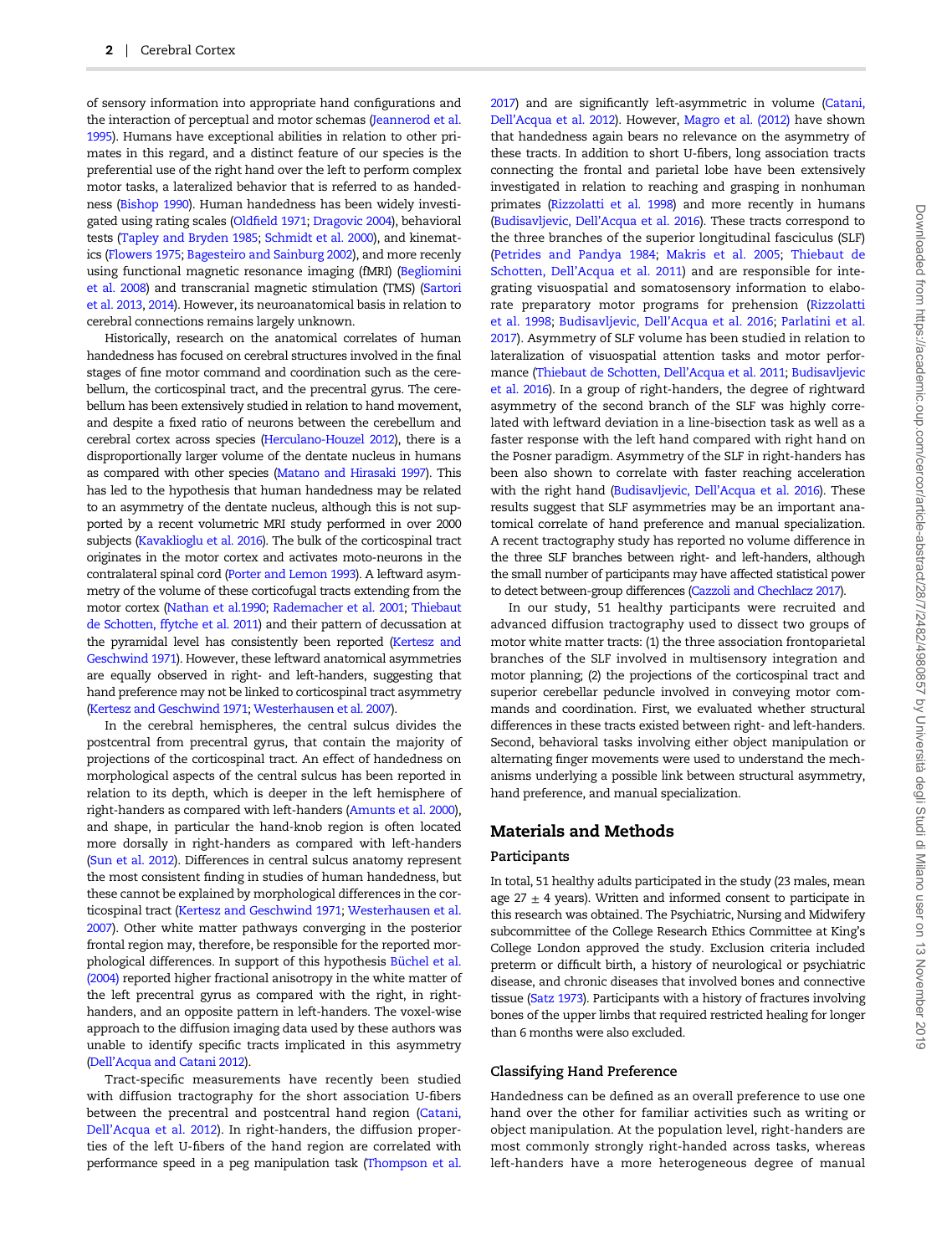of sensory information into appropriate hand configurations and the interaction of perceptual and motor schemas (Jeannerod et al. 1995). Humans have exceptional abilities in relation to other primates in this regard, and a distinct feature of our species is the preferential use of the right hand over the left to perform complex motor tasks, a lateralized behavior that is referred to as handedness (Bishop 1990). Human handedness has been widely investigated using rating scales (Oldfield 1971; Dragovic 2004), behavioral tests (Tapley and Bryden 1985; Schmidt et al. 2000), and kinematics (Flowers 1975; Bagesteiro and Sainburg 2002), and more recently using functional magnetic resonance imaging (fMRI) (Begliomini et al. 2008) and transcranial magnetic stimulation (TMS) (Sartori et al. 2013, 2014). However, its neuroanatomical basis in relation to cerebral connections remains largely unknown.

Historically, research on the anatomical correlates of human handedness has focused on cerebral structures involved in the final stages of fine motor command and coordination such as the cerebellum, the corticospinal tract, and the precentral gyrus. The cerebellum has been extensively studied in relation to hand movement, and despite a fixed ratio of neurons between the cerebellum and cerebral cortex across species (Herculano-Houzel 2012), there is a disproportionally larger volume of the dentate nucleus in humans as compared with other species (Matano and Hirasaki 1997). This has led to the hypothesis that human handedness may be related to an asymmetry of the dentate nucleus, although this is not supported by a recent volumetric MRI study performed in over 2000 subjects (Kavaklioglu et al. 2016). The bulk of the corticospinal tract originates in the motor cortex and activates moto-neurons in the contralateral spinal cord (Porter and Lemon 1993). A leftward asymmetry of the volume of these corticofugal tracts extending from the motor cortex (Nathan et al.1990; Rademacher et al. 2001; Thiebaut de Schotten, ffytche et al. 2011) and their pattern of decussation at the pyramidal level has consistently been reported (Kertesz and Geschwind 1971). However, these leftward anatomical asymmetries are equally observed in right- and left-handers, suggesting that hand preference may not be linked to corticospinal tract asymmetry (Kertesz and Geschwind 1971; Westerhausen et al. 2007).

In the cerebral hemispheres, the central sulcus divides the postcentral from precentral gyrus, that contain the majority of projections of the corticospinal tract. An effect of handedness on morphological aspects of the central sulcus has been reported in relation to its depth, which is deeper in the left hemisphere of right-handers as compared with left-handers (Amunts et al. 2000), and shape, in particular the hand-knob region is often located more dorsally in right-handers as compared with left-handers (Sun et al. 2012). Differences in central sulcus anatomy represent the most consistent finding in studies of human handedness, but these cannot be explained by morphological differences in the corticospinal tract (Kertesz and Geschwind 1971; Westerhausen et al. 2007). Other white matter pathways converging in the posterior frontal region may, therefore, be responsible for the reported morphological differences. In support of this hypothesis Büchel et al. (2004) reported higher fractional anisotropy in the white matter of the left precentral gyrus as compared with the right, in right-handers, and an opposite pattern in left-handers. The voxel-wise approach to the diffusion imaging data used by these authors was unable to identify specific tracts implicated in this asymmetry (Dell'Acqua and Catani 2012).

Tract-specific measurements have recently been studied with diffusion tractography for the short association U-fibers between the precentral and postcentral hand region (Catani, Dell'Acqua et al. 2012). In right-handers, the diffusion properties of the left U-fibers of the hand region are correlated with performance speed in a peg manipulation task (Thompson et al. 2017) and are significantly left-asymmetric in volume (Catani, Dell'Acqua et al. 2012). However, Magro et al. (2012) have shown that handedness again bears no relevance on the asymmetry of these tracts. In addition to short U-fibers, long association tracts connecting the frontal and parietal lobe have been extensively investigated in relation to reaching and grasping in nonhuman primates (Rizzolatti et al. 1998) and more recently in humans (Budisavljevic, Dell'Acqua et al. 2016). These tracts correspond to the three branches of the superior longitudinal fasciculus (SLF) (Petrides and Pandya 1984; Makris et al. 2005; Thiebaut de Schotten, Dell'Acqua et al. 2011) and are responsible for integrating visuospatial and somatosensory information to elaborate preparatory motor programs for prehension (Rizzolatti et al. 1998; Budisavljevic, Dell'Acqua et al. 2016; Parlatini et al. 2017). Asymmetry of SLF volume has been studied in relation to lateralization of visuospatial attention tasks and motor performance (Thiebaut de Schotten, Dell'Acqua et al. 2011; Budisavljevic et al. 2016). In a group of right-handers, the degree of rightward asymmetry of the second branch of the SLF was highly correlated with leftward deviation in a line-bisection task as well as a faster response with the left hand compared with right hand on the Posner paradigm. Asymmetry of the SLF in right-handers has been also shown to correlate with faster reaching acceleration with the right hand (Budisavljevic, Dell'Acqua et al. 2016). These results suggest that SLF asymmetries may be an important anatomical correlate of hand preference and manual specialization. A recent tractography study has reported no volume difference in the three SLF branches between right- and left-handers, although the small number of participants may have affected statistical power to detect between-group differences (Cazzoli and Chechlacz 2017).

In our study, 51 healthy participants were recruited and advanced diffusion tractography used to dissect two groups of motor white matter tracts: (1) the three association frontoparietal branches of the SLF involved in multisensory integration and motor planning; (2) the projections of the corticospinal tract and superior cerebellar peduncle involved in conveying motor commands and coordination. First, we evaluated whether structural differences in these tracts existed between right- and left-handers. Second, behavioral tasks involving either object manipulation or alternating finger movements were used to understand the mechanisms underlying a possible link between structural asymmetry, hand preference, and manual specialization.

## Materials and Methods

### Participants

In total, 51 healthy adults participated in the study (23 males, mean age 27 ± 4 years). Written and informed consent to participate in this research was obtained. The Psychiatric, Nursing and Midwifery subcommittee of the College Research Ethics Committee at King's College London approved the study. Exclusion criteria included preterm or difficult birth, a history of neurological or psychiatric disease, and chronic diseases that involved bones and connective tissue (Satz 1973). Participants with a history of fractures involving bones of the upper limbs that required restricted healing for longer than 6 months were also excluded.

### Classifying Hand Preference

Handedness can be defined as an overall preference to use one hand over the other for familiar activities such as writing or object manipulation. At the population level, right-handers are most commonly strongly right-handed across tasks, whereas left-handers have a more heterogeneous degree of manual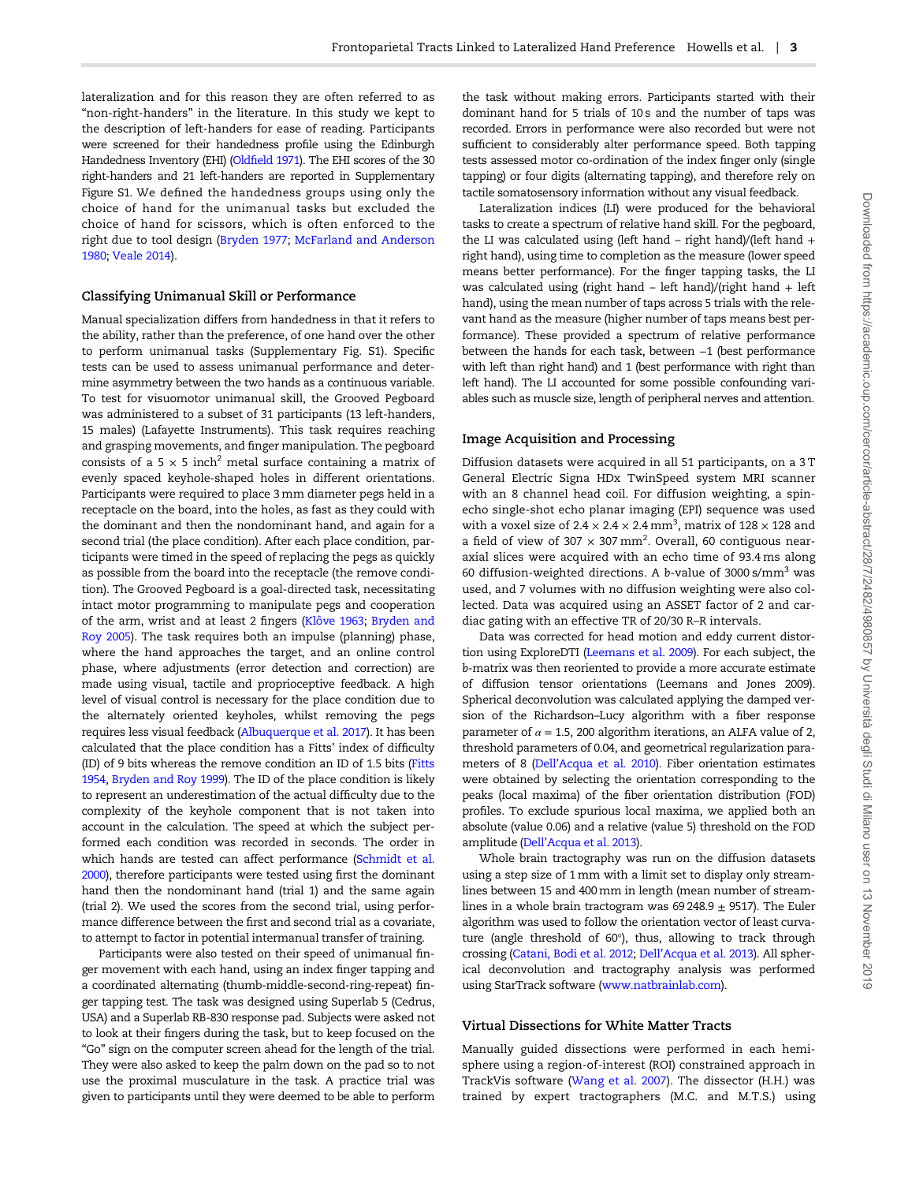lateralization and for this reason they are often referred to as "non-right-handers" in the literature. In this study we kept to the description of left-handers for ease of reading. Participants were screened for their handedness profile using the Edinburgh Handedness Inventory (EHI) (Oldfield 1971). The EHI scores of the 30 right-handers and 21 left-handers are reported in Supplementary Figure S1. We defined the handedness groups using only the choice of hand for the unimanual tasks but excluded the choice of hand for scissors, which is often enforced to the right due to tool design (Bryden 1977; McFarland and Anderson 1980; Veale 2014).

## Classifying Unimanual Skill or Performance

Manual specialization differs from handedness in that it refers to the ability, rather than the preference, of one hand over the other to perform unimanual tasks (Supplementary Fig. S1). Specific tests can be used to assess unimanual performance and determine asymmetry between the two hands as a continuous variable. To test for visuomotor unimanual skill, the Grooved Pegboard was administered to a subset of 31 participants (13 left-handers, 15 males) (Lafayette Instruments). This task requires reaching and grasping movements, and finger manipulation. The pegboard consists of a $5 \times 5$ inch$^2$ metal surface containing a matrix of evenly spaced keyhole-shaped holes in different orientations. Participants were required to place 3 mm diameter pegs held in a receptacle on the board, into the holes, as fast as they could with the dominant and then the nondominant hand, and again for a second trial (the place condition). After each place condition, participants were timed in the speed of replacing the pegs as quickly as possible from the board into the receptacle (the remove condition). The Grooved Pegboard is a goal-directed task, necessitating intact motor programming to manipulate pegs and cooperation of the arm, wrist and at least 2 fingers (Klôve 1963; Bryden and Roy 2005). The task requires both an impulse (planning) phase, where the hand approaches the target, and an online control phase, where adjustments (error detection and correction) are made using visual, tactile and proprioceptive feedback. A high level of visual control is necessary for the place condition due to the alternately oriented keyholes, whilst removing the pegs requires less visual feedback (Albuquerque et al. 2017). It has been calculated that the place condition has a Fitts' index of difficulty (ID) of 9 bits whereas the remove condition an ID of 1.5 bits (Fitts 1954, Bryden and Roy 1999). The ID of the place condition is likely to represent an underestimation of the actual difficulty due to the complexity of the keyhole component that is not taken into account in the calculation. The speed at which the subject performed each condition was recorded in seconds. The order in which hands are tested can affect performance (Schmidt et al. 2000), therefore participants were tested using first the dominant hand and then the nondominant hand (trial 1) and the same again (trial 2). We used the scores from the second trial, using performance difference between the first and second trial as a covariate, to attempt to factor in potential intermanual transfer of training.

Participants were also tested on their speed of unimanual finger movement with each hand, using an index finger tapping and a coordinated alternating (thumb-middle-second-ring-repeat) finger tapping test. The task was designed using Superlab 5 (Cedrus, USA) and a Superlab RB-830 response pad. Subjects were asked not to look at their fingers during the task, but to keep focused on the "Go" sign on the computer screen ahead for the length of the trial. They were also asked to keep the palm down on the pad so to not use the proximal musculature in the task. A practice trial was given to participants until they were deemed to be able to perform the task without making errors. Participants started with their dominant hand for 5 trials of 10 s and the number of taps was recorded. Errors in performance were also recorded but were not sufficient to considerably alter performance speed. Both tapping tests assessed motor co-ordination of the index finger only (single tapping) or four digits (alternating tapping), and therefore rely on tactile somatosensory information without any visual feedback.

Lateralization indices (LI) were produced for the behavioral tasks to create a spectrum of relative hand skill. For the pegboard, the LI was calculated using (left hand − right hand)/(left hand + right hand), using time to completion as the measure (lower speed means better performance). For the finger tapping tasks, the LI was calculated using (right hand − left hand)/(right hand + left hand), using the mean number of taps across 5 trials with the relevant hand as the measure (higher number of taps means best performance). These provided a spectrum of relative performance between the hands for each task, between −1 (best performance with left than right hand) and 1 (best performance with right than left hand). The LI accounted for some possible confounding variables such as muscle size, length of peripheral nerves and attention.

## Image Acquisition and Processing

Diffusion datasets were acquired in all 51 participants, on a 3 T General Electric Signa HDx TwinSpeed system MRI scanner with an 8 channel head coil. For diffusion weighting, a spin-echo single-shot echo planar imaging (EPI) sequence was used with a voxel size of $2.4 \times 2.4 \times 2.4$ mm$^3$, matrix of $128 \times 128$ and a field of view of $307 \times 307$ mm$^2$. Overall, 60 contiguous near-axial slices were acquired with an echo time of 93.4 ms along 60 diffusion-weighted directions. A $b$-value of 3000 s/mm$^3$ was used, and 7 volumes with no diffusion weighting were also collected. Data was acquired using an ASSET factor of 2 and cardiac gating with an effective TR of 20/30 R–R intervals.

Data was corrected for head motion and eddy current distortion using ExploreDTI (Leemans et al. 2009). For each subject, the $b$-matrix was then reoriented to provide a more accurate estimate of diffusion tensor orientations (Leemans and Jones 2009). Spherical deconvolution was calculated applying the damped version of the Richardson–Lucy algorithm with a fiber response parameter of $\alpha = 1.5$, 200 algorithm iterations, an ALFA value of 2, threshold parameters of 0.04, and geometrical regularization parameters of 8 (Dell'Acqua et al. 2010). Fiber orientation estimates were obtained by selecting the orientation corresponding to the peaks (local maxima) of the fiber orientation distribution (FOD) profiles. To exclude spurious local maxima, we applied both an absolute (value 0.06) and a relative (value 5) threshold on the FOD amplitude (Dell'Acqua et al. 2013).

Whole brain tractography was run on the diffusion datasets using a step size of 1 mm with a limit set to display only streamlines between 15 and 400 mm in length (mean number of streamlines in a whole brain tractogram was $69\,248.9 \pm 9517$). The Euler algorithm was used to follow the orientation vector of least curvature (angle threshold of 60°), thus, allowing to track through crossing (Catani, Bodi et al. 2012; Dell'Acqua et al. 2013). All spherical deconvolution and tractography analysis was performed using StarTrack software (www.natbrainlab.com).

## Virtual Dissections for White Matter Tracts

Manually guided dissections were performed in each hemisphere using a region-of-interest (ROI) constrained approach in TrackVis software (Wang et al. 2007). The dissector (H.H.) was trained by expert tractographers (M.C. and M.T.S.) using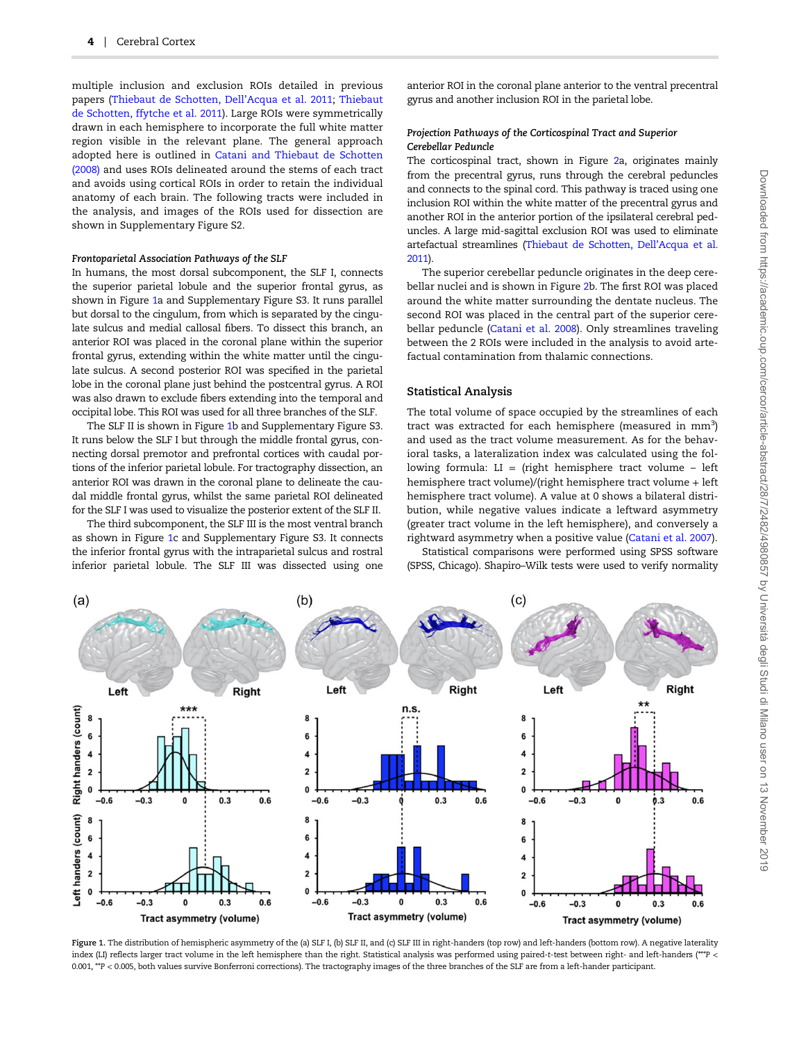multiple inclusion and exclusion ROIs detailed in previous papers (Thiebaut de Schotten, Dell'Acqua et al. 2011; Thiebaut de Schotten, ffytche et al. 2011). Large ROIs were symmetrically drawn in each hemisphere to incorporate the full white matter region visible in the relevant plane. The general approach adopted here is outlined in Catani and Thiebaut de Schotten (2008) and uses ROIs delineated around the stems of each tract and avoids using cortical ROIs in order to retain the individual anatomy of each brain. The following tracts were included in the analysis, and images of the ROIs used for dissection are shown in Supplementary Figure S2.

#### *Frontoparietal Association Pathways of the SLF*

In humans, the most dorsal subcomponent, the SLF I, connects the superior parietal lobule and the superior frontal gyrus, as shown in Figure 1a and Supplementary Figure S3. It runs parallel but dorsal to the cingulum, from which is separated by the cingulate sulcus and medial callosal fibers. To dissect this branch, an anterior ROI was placed in the coronal plane within the superior frontal gyrus, extending within the white matter until the cingulate sulcus. A second posterior ROI was specified in the parietal lobe in the coronal plane just behind the postcentral gyrus. A ROI was also drawn to exclude fibers extending into the temporal and occipital lobe. This ROI was used for all three branches of the SLF.

The SLF II is shown in Figure 1b and Supplementary Figure S3. It runs below the SLF I but through the middle frontal gyrus, connecting dorsal premotor and prefrontal cortices with caudal portions of the inferior parietal lobule. For tractography dissection, an anterior ROI was drawn in the coronal plane to delineate the caudal middle frontal gyrus, whilst the same parietal ROI delineated for the SLF I was used to visualize the posterior extent of the SLF II.

The third subcomponent, the SLF III is the most ventral branch as shown in Figure 1c and Supplementary Figure S3. It connects the inferior frontal gyrus with the intraparietal sulcus and rostral inferior parietal lobule. The SLF III was dissected using one anterior ROI in the coronal plane anterior to the ventral precentral gyrus and another inclusion ROI in the parietal lobe.

#### *Projection Pathways of the Corticospinal Tract and Superior Cerebellar Peduncle*

The corticospinal tract, shown in Figure 2a, originates mainly from the precentral gyrus, runs through the cerebral peduncles and connects to the spinal cord. This pathway is traced using one inclusion ROI within the white matter of the precentral gyrus and another ROI in the anterior portion of the ipsilateral cerebral peduncles. A large mid-sagittal exclusion ROI was used to eliminate artefactual streamlines (Thiebaut de Schotten, Dell'Acqua et al. 2011).

The superior cerebellar peduncle originates in the deep cerebellar nuclei and is shown in Figure 2b. The first ROI was placed around the white matter surrounding the dentate nucleus. The second ROI was placed in the central part of the superior cerebellar peduncle (Catani et al. 2008). Only streamlines traveling between the 2 ROIs were included in the analysis to avoid artefactual contamination from thalamic connections.

### Statistical Analysis

The total volume of space occupied by the streamlines of each tract was extracted for each hemisphere (measured in mm$^3$) and used as the tract volume measurement. As for the behavioral tasks, a lateralization index was calculated using the following formula: LI = (right hemisphere tract volume − left hemisphere tract volume)/(right hemisphere tract volume + left hemisphere tract volume). A value at 0 shows a bilateral distribution, while negative values indicate a leftward asymmetry (greater tract volume in the left hemisphere), and conversely a rightward asymmetry when a positive value (Catani et al. 2007).

Statistical comparisons were performed using SPSS software (SPSS, Chicago). Shapiro–Wilk tests were used to verify normality

Figure 1. The distribution of hemispheric asymmetry of the (a) SLF I, (b) SLF II, and (c) SLF III in right-handers (top row) and left-handers (bottom row). A negative laterality index (LI) reflects larger tract volume in the left hemisphere than the right. Statistical analysis was performed using paired-t-test between right- and left-handers (***$P <$ 0.001, **$P <$ 0.005, both values survive Bonferroni corrections). The tractography images of the three branches of the SLF are from a left-hander participant.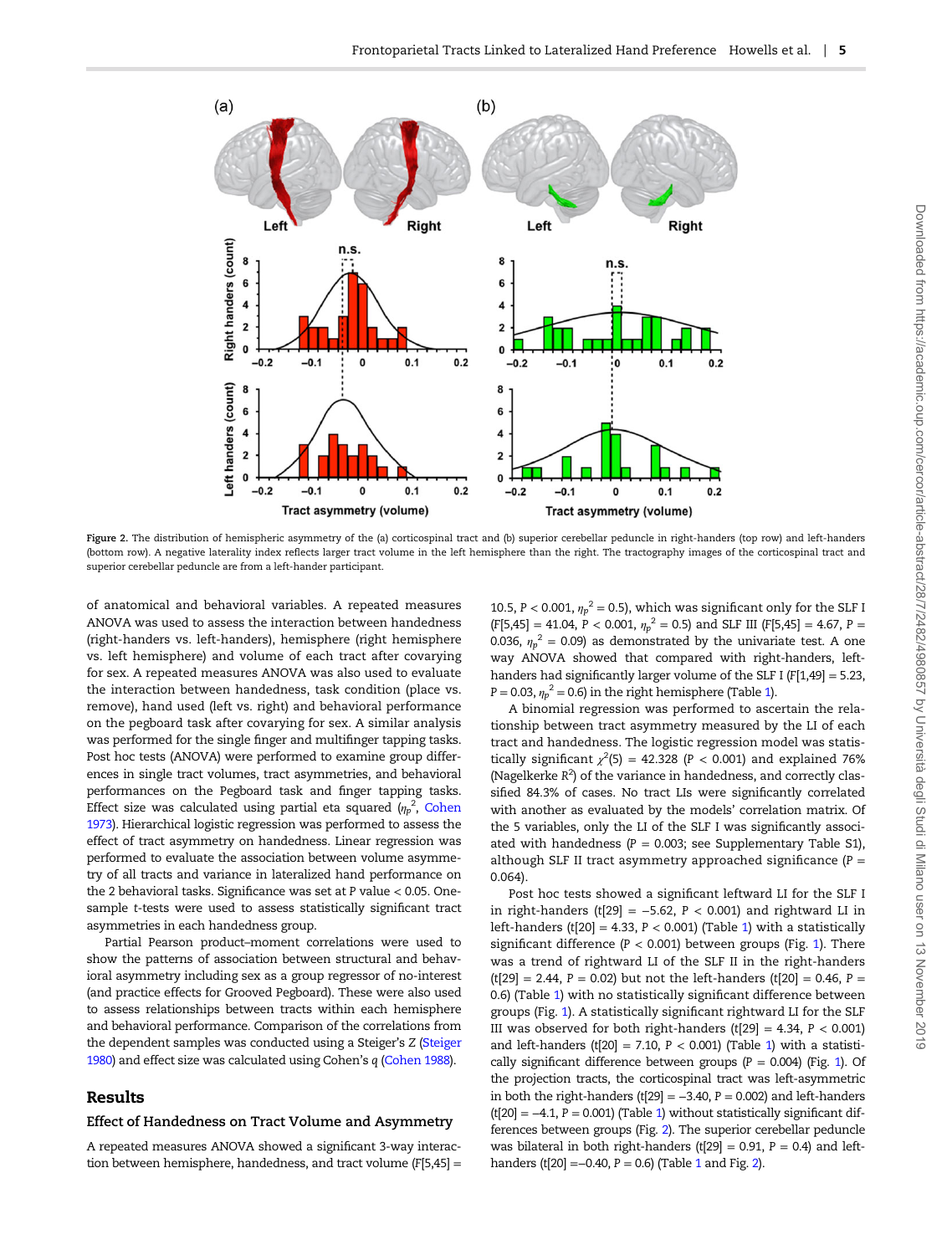Figure 2. The distribution of hemispheric asymmetry of the (a) corticospinal tract and (b) superior cerebellar peduncle in right-handers (top row) and left-handers (bottom row). A negative laterality index reflects larger tract volume in the left hemisphere than the right. The tractography images of the corticospinal tract and superior cerebellar peduncle are from a left-hander participant.

of anatomical and behavioral variables. A repeated measures ANOVA was used to assess the interaction between handedness (right-handers vs. left-handers), hemisphere (right hemisphere vs. left hemisphere) and volume of each tract after covarying for sex. A repeated measures ANOVA was also used to evaluate the interaction between handedness, task condition (place vs. remove), hand used (left vs. right) and behavioral performance on the pegboard task after covarying for sex. A similar analysis was performed for the single finger and multifinger tapping tasks. Post hoc tests (ANOVA) were performed to examine group differences in single tract volumes, tract asymmetries, and behavioral performances on the Pegboard task and finger tapping tasks. Effect size was calculated using partial eta squared ($\eta_p^2$, Cohen 1973). Hierarchical logistic regression was performed to assess the effect of tract asymmetry on handedness. Linear regression was performed to evaluate the association between volume asymmetry of all tracts and variance in lateralized hand performance on the 2 behavioral tasks. Significance was set at P value < 0.05. One-sample t-tests were used to assess statistically significant tract asymmetries in each handedness group.

Partial Pearson product–moment correlations were used to show the patterns of association between structural and behavioral asymmetry including sex as a group regressor of no-interest (and practice effects for Grooved Pegboard). These were also used to assess relationships between tracts within each hemisphere and behavioral performance. Comparison of the correlations from the dependent samples was conducted using a Steiger's Z (Steiger 1980) and effect size was calculated using Cohen's q (Cohen 1988).

## Results

### Effect of Handedness on Tract Volume and Asymmetry

A repeated measures ANOVA showed a significant 3-way interaction between hemisphere, handedness, and tract volume ($F[5,45] = 10.5$, $P < 0.001$, $\eta_p^2 = 0.5$), which was significant only for the SLF I ($F[5,45] = 41.04$, $P < 0.001$, $\eta_p^2 = 0.5$) and SLF III ($F[5,45] = 4.67$, $P = 0.036$, $\eta_p^2 = 0.09$) as demonstrated by the univariate test. A one way ANOVA showed that compared with right-handers, left-handers had significantly larger volume of the SLF I ($F[1,49] = 5.23$, $P = 0.03$, $\eta_p^2 = 0.6$) in the right hemisphere (Table 1).

A binomial regression was performed to ascertain the relationship between tract asymmetry measured by the LI of each tract and handedness. The logistic regression model was statistically significant $\chi^2(5) = 42.328$ ($P < 0.001$) and explained 76% (Nagelkerke $R^2$) of the variance in handedness, and correctly classified 84.3% of cases. No tract LIs were significantly correlated with another as evaluated by the models' correlation matrix. Of the 5 variables, only the LI of the SLF I was significantly associated with handedness ($P = 0.003$; see Supplementary Table S1), although SLF II tract asymmetry approached significance ($P = 0.064$).

Post hoc tests showed a significant leftward LI for the SLF I in right-handers ($t[29] = -5.62$, $P < 0.001$) and rightward LI in left-handers ($t[20] = 4.33$, $P < 0.001$) (Table 1) with a statistically significant difference ($P < 0.001$) between groups (Fig. 1). There was a trend of rightward LI of the SLF II in the right-handers ($t[29] = 2.44$, $P = 0.02$) but not the left-handers ($t[20] = 0.46$, $P = 0.6$) (Table 1) with no statistically significant difference between groups (Fig. 1). A statistically significant rightward LI for the SLF III was observed for both right-handers ($t[29] = 4.34$, $P < 0.001$) and left-handers ($t[20] = 7.10$, $P < 0.001$) (Table 1) with a statistically significant difference between groups ($P = 0.004$) (Fig. 1). Of the projection tracts, the corticospinal tract was left-asymmetric in both the right-handers ($t[29] = -3.40$, $P = 0.002$) and left-handers ($t[20] = -4.1$, $P = 0.001$) (Table 1) without statistically significant differences between groups (Fig. 2). The superior cerebellar peduncle was bilateral in both right-handers ($t[29] = 0.91$, $P = 0.4$) and left-handers ($t[20] = -0.40$, $P = 0.6$) (Table 1 and Fig. 2).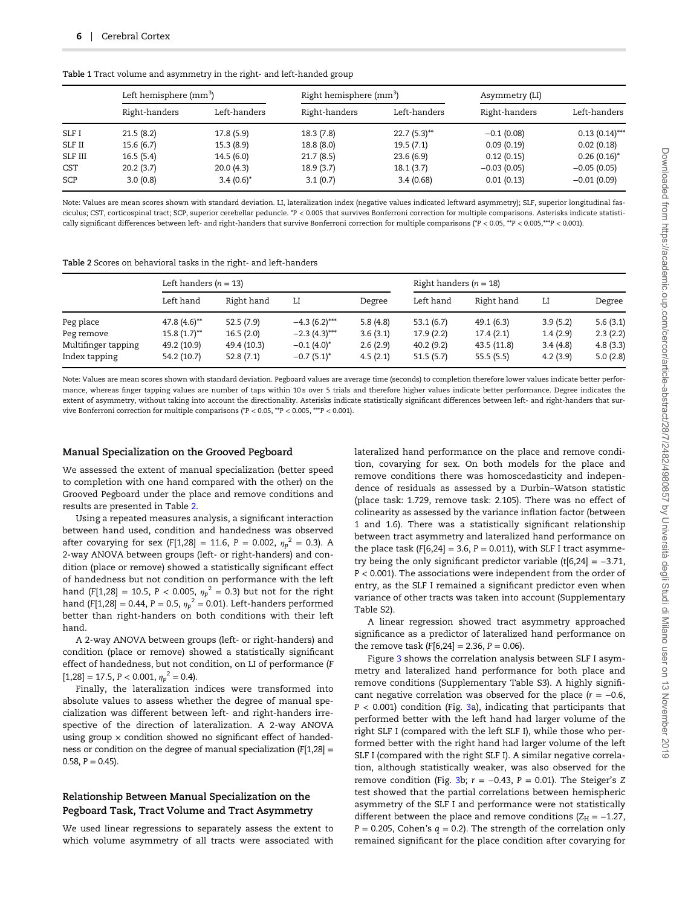**Table 1** Tract volume and asymmetry in the right- and left-handed group

| | Left hemisphere ($mm^3$) | | Right hemisphere ($mm^3$) | | Asymmetry (LI) | |
|---|---|---|---|---|---|---|
| | Right-handers | Left-handers | Right-handers | Left-handers | Right-handers | Left-handers |
| SLF I | 21.5 (8.2) | 17.8 (5.9) | 18.3 (7.8) | 22.7 (5.3)** | −0.1 (0.08) | 0.13 (0.14)*** |
| SLF II | 15.6 (6.7) | 15.3 (8.9) | 18.8 (8.0) | 19.5 (7.1) | 0.09 (0.19) | 0.02 (0.18) |
| SLF III | 16.5 (5.4) | 14.5 (6.0) | 21.7 (8.5) | 23.6 (6.9) | 0.12 (0.15) | 0.26 (0.16)* |
| CST | 20.2 (3.7) | 20.0 (4.3) | 18.9 (3.7) | 18.1 (3.7) | −0.03 (0.05) | −0.05 (0.05) |
| SCP | 3.0 (0.8) | 3.4 (0.6)* | 3.1 (0.7) | 3.4 (0.68) | 0.01 (0.13) | −0.01 (0.09) |

Note: Values are mean scores shown with standard deviation. LI, lateralization index (negative values indicated leftward asymmetry); SLF, superior longitudinal fasciculus; CST, corticospinal tract; SCP, superior cerebellar peduncle. *$P$ < 0.005 that survives Bonferroni correction for multiple comparisons. Asterisks indicate statistically significant differences between left- and right-handers that survive Bonferroni correction for multiple comparisons (*$P$ < 0.05, **$P$ < 0.005,***$P$ < 0.001).

**Table 2** Scores on behavioral tasks in the right- and left-handers

| | Left handers ($n$ = 13) | | | | Right handers ($n$ = 18) | | | |
|---|---|---|---|---|---|---|---|---|
| | Left hand | Right hand | LI | Degree | Left hand | Right hand | LI | Degree |
| Peg place | 47.8 (4.6)** | 52.5 (7.9) | −4.3 (6.2)*** | 5.8 (4.8) | 53.1 (6.7) | 49.1 (6.3) | 3.9 (5.2) | 5.6 (3.1) |
| Peg remove | 15.8 (1.7)** | 16.5 (2.0) | −2.3 (4.3)*** | 3.6 (3.1) | 17.9 (2.2) | 17.4 (2.1) | 1.4 (2.9) | 2.3 (2.2) |
| Multifinger tapping | 49.2 (10.9) | 49.4 (10.3) | −0.1 (4.0)* | 2.6 (2.9) | 40.2 (9.2) | 43.5 (11.8) | 3.4 (4.8) | 4.8 (3.3) |
| Index tapping | 54.2 (10.7) | 52.8 (7.1) | −0.7 (5.1)* | 4.5 (2.1) | 51.5 (5.7) | 55.5 (5.5) | 4.2 (3.9) | 5.0 (2.8) |

Note: Values are mean scores shown with standard deviation. Pegboard values are average time (seconds) to completion therefore lower values indicate better performance, whereas finger tapping values are number of taps within 10 s over 5 trials and therefore higher values indicate better performance. Degree indicates the extent of asymmetry, without taking into account the directionality. Asterisks indicate statistically significant differences between left- and right-handers that survive Bonferroni correction for multiple comparisons (*$P$ < 0.05, **$P$ < 0.005, ***$P$ < 0.001).

### Manual Specialization on the Grooved Pegboard

We assessed the extent of manual specialization (better speed to completion with one hand compared with the other) on the Grooved Pegboard under the place and remove conditions and results are presented in Table 2.

Using a repeated measures analysis, a significant interaction between hand used, condition and handedness was observed after covarying for sex ($F[1,28]$ = 11.6, $P$ = 0.002, $\eta_p^2$ = 0.3). A 2-way ANOVA between groups (left- or right-handers) and condition (place or remove) showed a statistically significant effect of handedness but not condition on performance with the left hand ($F[1,28]$ = 10.5, $P$ < 0.005, $\eta_p^2$ = 0.3) but not for the right hand ($F[1,28]$ = 0.44, $P$ = 0.5, $\eta_p^2$ = 0.01). Left-handers performed better than right-handers on both conditions with their left hand.

A 2-way ANOVA between groups (left- or right-handers) and condition (place or remove) showed a statistically significant effect of handedness, but not condition, on LI of performance ($F[1,28]$ = 17.5, $P$ < 0.001, $\eta_p^2$ = 0.4).

Finally, the lateralization indices were transformed into absolute values to assess whether the degree of manual specialization was different between left- and right-handers irrespective of the direction of lateralization. A 2-way ANOVA using group × condition showed no significant effect of handedness or condition on the degree of manual specialization ($F[1,28]$ = 0.58, $P$ = 0.45).

### Relationship Between Manual Specialization on the Pegboard Task, Tract Volume and Tract Asymmetry

We used linear regressions to separately assess the extent to which volume asymmetry of all tracts were associated with lateralized hand performance on the place and remove condition, covarying for sex. On both models for the place and remove conditions there was homoscedasticity and independence of residuals as assessed by a Durbin–Watson statistic (place task: 1.729, remove task: 2.105). There was no effect of colinearity as assessed by the variance inflation factor (between 1 and 1.6). There was a statistically significant relationship between tract asymmetry and lateralized hand performance on the place task ($F[6,24]$ = 3.6, $P$ = 0.011), with SLF I tract asymmetry being the only significant predictor variable ($t[6,24]$ = −3.71, $P$ < 0.001). The associations were independent from the order of entry, as the SLF I remained a significant predictor even when variance of other tracts was taken into account (Supplementary Table S2).

A linear regression showed tract asymmetry approached significance as a predictor of lateralized hand performance on the remove task ($F[6,24]$ = 2.36, $P$ = 0.06).

Figure 3 shows the correlation analysis between SLF I asymmetry and lateralized hand performance for both place and remove conditions (Supplementary Table S3). A highly significant negative correlation was observed for the place ($r$ = −0.6, $P$ < 0.001) condition (Fig. 3a), indicating that participants that performed better with the left hand had larger volume of the right SLF I (compared with the left SLF I), while those who performed better with the right hand had larger volume of the left SLF I (compared with the right SLF I). A similar negative correlation, although statistically weaker, was also observed for the remove condition (Fig. 3b; $r$ = −0.43, $P$ = 0.01). The Steiger's Z test showed that the partial correlations between hemispheric asymmetry of the SLF I and performance were not statistically different between the place and remove conditions ($Z_H$ = −1.27, $P$ = 0.205, Cohen's $q$ = 0.2). The strength of the correlation only remained significant for the place condition after covarying for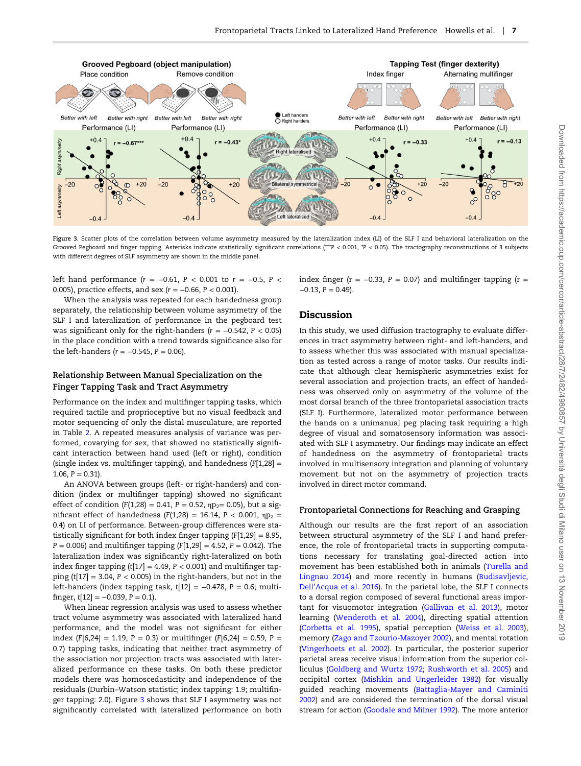Figure 3. Scatter plots of the correlation between volume asymmetry measured by the lateralization index (LI) of the SLF I and behavioral lateralization on the Grooved Pegboard and finger tapping. Asterisks indicate statistically significant correlations (***$P < 0.001$, *$P < 0.05$). The tractography reconstructions of 3 subjects with different degrees of SLF asymmetry are shown in the middle panel.

left hand performance ($r = -0.61$, $P < 0.001$ to $r = -0.5$, $P < 0.005$), practice effects, and sex ($r = -0.66$, $P < 0.001$).

When the analysis was repeated for each handedness group separately, the relationship between volume asymmetry of the SLF I and lateralization of performance in the pegboard test was significant only for the right-handers ($r = -0.542$, $P < 0.05$) in the place condition with a trend towards significance also for the left-handers ($r = -0.545$, $P = 0.06$).

### Relationship Between Manual Specialization on the Finger Tapping Task and Tract Asymmetry

Performance on the index and multifinger tapping tasks, which required tactile and proprioceptive but no visual feedback and motor sequencing of only the distal musculature, are reported in Table 2. A repeated measures analysis of variance was performed, covarying for sex, that showed no statistically significant interaction between hand used (left or right), condition (single index vs. multifinger tapping), and handedness ($F[1,28] = 1.06$, $P = 0.31$).

An ANOVA between groups (left- or right-handers) and condition (index or multifinger tapping) showed no significant effect of condition ($F(1,28) = 0.41$, $P = 0.52$, $\eta p_2 = 0.05$), but a significant effect of handedness ($F(1,28) = 16.14$, $P < 0.001$, $\eta p_2 = 0.4$) on LI of performance. Between-group differences were statistically significant for both index finger tapping ($F[1,29] = 8.95$, $P = 0.006$) and multifinger tapping ($F[1,29] = 4.52$, $P = 0.042$). The lateralization index was significantly right-lateralized on both index finger tapping ($t[17] = 4.49$, $P < 0.001$) and multifinger tapping ($t[17] = 3.04$, $P < 0.005$) in the right-handers, but not in the left-handers (index tapping task, $t[12] = -0.478$, $P = 0.6$; multifinger, $t[12] = -0.039$, $P = 0.1$).

When linear regression analysis was used to assess whether tract volume asymmetry was associated with lateralized hand performance, and the model was not significant for either index ($F[6,24] = 1.19$, $P = 0.3$) or multifinger ($F[6,24] = 0.59$, $P = 0.7$) tapping tasks, indicating that neither tract asymmetry of the association nor projection tracts was associated with lateralized performance on these tasks. On both these predictor models there was homoscedasticity and independence of the residuals (Durbin–Watson statistic; index tapping: 1.9; multifinger tapping: 2.0). Figure 3 shows that SLF I asymmetry was not significantly correlated with lateralized performance on both index finger ($r = -0.33$, $P = 0.07$) and multifinger tapping ($r = -0.13$, $P = 0.49$).

## Discussion

In this study, we used diffusion tractography to evaluate differences in tract asymmetry between right- and left-handers, and to assess whether this was associated with manual specialization as tested across a range of motor tasks. Our results indicate that although clear hemispheric asymmetries exist for several association and projection tracts, an effect of handedness was observed only on asymmetry of the volume of the most dorsal branch of the three frontoparietal association tracts (SLF I). Furthermore, lateralized motor performance between the hands on a unimanual peg placing task requiring a high degree of visual and somatosensory information was associated with SLF I asymmetry. Our findings may indicate an effect of handedness on the asymmetry of frontoparietal tracts involved in multisensory integration and planning of voluntary movement but not on the asymmetry of projection tracts involved in direct motor command.

### Frontoparietal Connections for Reaching and Grasping

Although our results are the first report of an association between structural asymmetry of the SLF I and hand preference, the role of frontoparietal tracts in supporting computations necessary for translating goal-directed action into movement has been established both in animals (Turella and Lingnau 2014) and more recently in humans (Budisavljevic, Dell'Acqua et al. 2016). In the parietal lobe, the SLF I connects to a dorsal region composed of several functional areas important for visuomotor integration (Gallivan et al. 2013), motor learning (Wenderoth et al. 2004), directing spatial attention (Corbetta et al. 1995), spatial perception (Weiss et al. 2003), memory (Zago and Tzourio-Mazoyer 2002), and mental rotation (Vingerhoets et al. 2002). In particular, the posterior superior parietal areas receive visual information from the superior colliculus (Goldberg and Wurtz 1972; Rushworth et al. 2005) and occipital cortex (Mishkin and Ungerleider 1982) for visually guided reaching movements (Battaglia-Mayer and Caminiti 2002) and are considered the termination of the dorsal visual stream for action (Goodale and Milner 1992). The more anterior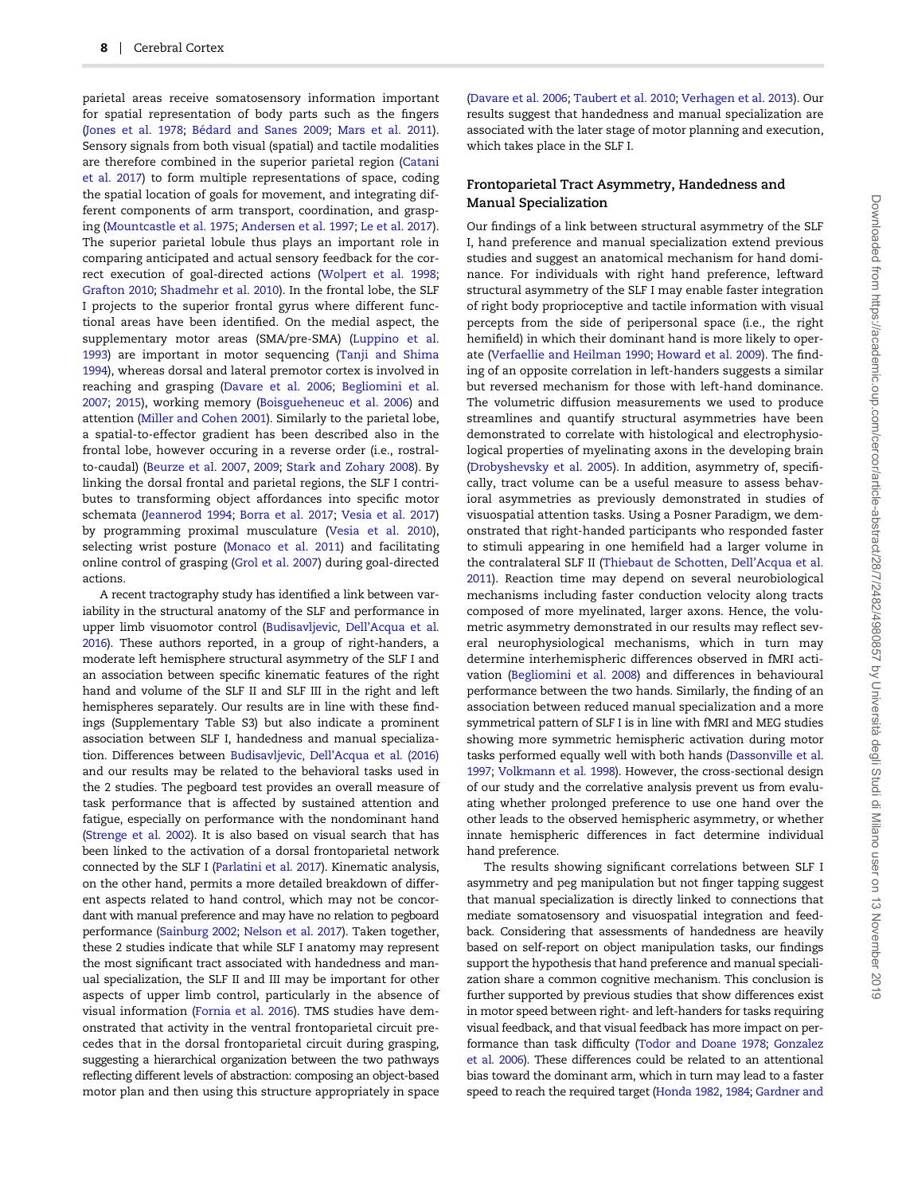parietal areas receive somatosensory information important for spatial representation of body parts such as the fingers (Jones et al. 1978; Bédard and Sanes 2009; Mars et al. 2011). Sensory signals from both visual (spatial) and tactile modalities are therefore combined in the superior parietal region (Catani et al. 2017) to form multiple representations of space, coding the spatial location of goals for movement, and integrating different components of arm transport, coordination, and grasping (Mountcastle et al. 1975; Andersen et al. 1997; Le et al. 2017). The superior parietal lobule thus plays an important role in comparing anticipated and actual sensory feedback for the correct execution of goal-directed actions (Wolpert et al. 1998; Grafton 2010; Shadmehr et al. 2010). In the frontal lobe, the SLF I projects to the superior frontal gyrus where different functional areas have been identified. On the medial aspect, the supplementary motor areas (SMA/pre-SMA) (Luppino et al. 1993) are important in motor sequencing (Tanji and Shima 1994), whereas dorsal and lateral premotor cortex is involved in reaching and grasping (Davare et al. 2006; Begliomini et al. 2007; 2015), working memory (Boisgueheneuc et al. 2006) and attention (Miller and Cohen 2001). Similarly to the parietal lobe, a spatial-to-effector gradient has been described also in the frontal lobe, however occuring in a reverse order (i.e., rostral-to-caudal) (Beurze et al. 2007, 2009; Stark and Zohary 2008). By linking the dorsal frontal and parietal regions, the SLF I contributes to transforming object affordances into specific motor schemata (Jeannerod 1994; Borra et al. 2017; Vesia et al. 2017) by programming proximal musculature (Vesia et al. 2010), selecting wrist posture (Monaco et al. 2011) and facilitating online control of grasping (Grol et al. 2007) during goal-directed actions.

A recent tractography study has identified a link between variability in the structural anatomy of the SLF and performance in upper limb visuomotor control (Budisavljevic, Dell'Acqua et al. 2016). These authors reported, in a group of right-handers, a moderate left hemisphere structural asymmetry of the SLF I and an association between specific kinematic features of the right hand and volume of the SLF II and SLF III in the right and left hemispheres separately. Our results are in line with these findings (Supplementary Table S3) but also indicate a prominent association between SLF I, handedness and manual specialization. Differences between Budisavljevic, Dell'Acqua et al. (2016) and our results may be related to the behavioral tasks used in the 2 studies. The pegboard test provides an overall measure of task performance that is affected by sustained attention and fatigue, especially on performance with the nondominant hand (Strenge et al. 2002). It is also based on visual search that has been linked to the activation of a dorsal frontoparietal network connected by the SLF I (Parlatini et al. 2017). Kinematic analysis, on the other hand, permits a more detailed breakdown of different aspects related to hand control, which may not be concordant with manual preference and may have no relation to pegboard performance (Sainburg 2002; Nelson et al. 2017). Taken together, these 2 studies indicate that while SLF I anatomy may represent the most significant tract associated with handedness and manual specialization, the SLF II and III may be important for other aspects of upper limb control, particularly in the absence of visual information (Fornia et al. 2016). TMS studies have demonstrated that activity in the ventral frontoparietal circuit precedes that in the dorsal frontoparietal circuit during grasping, suggesting a hierarchical organization between the two pathways reflecting different levels of abstraction: composing an object-based motor plan and then using this structure appropriately in space (Davare et al. 2006; Taubert et al. 2010; Verhagen et al. 2013). Our results suggest that handedness and manual specialization are associated with the later stage of motor planning and execution, which takes place in the SLF I.

## Frontoparietal Tract Asymmetry, Handedness and Manual Specialization

Our findings of a link between structural asymmetry of the SLF I, hand preference and manual specialization extend previous studies and suggest an anatomical mechanism for hand dominance. For individuals with right hand preference, leftward structural asymmetry of the SLF I may enable faster integration of right body proprioceptive and tactile information with visual percepts from the side of peripersonal space (i.e., the right hemifield) in which their dominant hand is more likely to operate (Verfaellie and Heilman 1990; Howard et al. 2009). The finding of an opposite correlation in left-handers suggests a similar but reversed mechanism for those with left-hand dominance. The volumetric diffusion measurements we used to produce streamlines and quantify structural asymmetries have been demonstrated to correlate with histological and electrophysiological properties of myelinating axons in the developing brain (Drobyshevsky et al. 2005). In addition, asymmetry of, specifically, tract volume can be a useful measure to assess behavioral asymmetries as previously demonstrated in studies of visuospatial attention tasks. Using a Posner Paradigm, we demonstrated that right-handed participants who responded faster to stimuli appearing in one hemifield had a larger volume in the contralateral SLF II (Thiebaut de Schotten, Dell'Acqua et al. 2011). Reaction time may depend on several neurobiological mechanisms including faster conduction velocity along tracts composed of more myelinated, larger axons. Hence, the volumetric asymmetry demonstrated in our results may reflect several neurophysiological mechanisms, which in turn may determine interhemispheric differences observed in fMRI activation (Begliomini et al. 2008) and differences in behavioural performance between the two hands. Similarly, the finding of an association between reduced manual specialization and a more symmetrical pattern of SLF I is in line with fMRI and MEG studies showing more symmetric hemispheric activation during motor tasks performed equally well with both hands (Dassonville et al. 1997; Volkmann et al. 1998). However, the cross-sectional design of our study and the correlative analysis prevent us from evaluating whether prolonged preference to use one hand over the other leads to the observed hemispheric asymmetry, or whether innate hemispheric differences in fact determine individual hand preference.

The results showing significant correlations between SLF I asymmetry and peg manipulation but not finger tapping suggest that manual specialization is directly linked to connections that mediate somatosensory and visuospatial integration and feedback. Considering that assessments of handedness are heavily based on self-report on object manipulation tasks, our findings support the hypothesis that hand preference and manual specialization share a common cognitive mechanism. This conclusion is further supported by previous studies that show differences exist in motor speed between right- and left-handers for tasks requiring visual feedback, and that visual feedback has more impact on performance than task difficulty (Todor and Doane 1978; Gonzalez et al. 2006). These differences could be related to an attentional bias toward the dominant arm, which in turn may lead to a faster speed to reach the required target (Honda 1982, 1984; Gardner and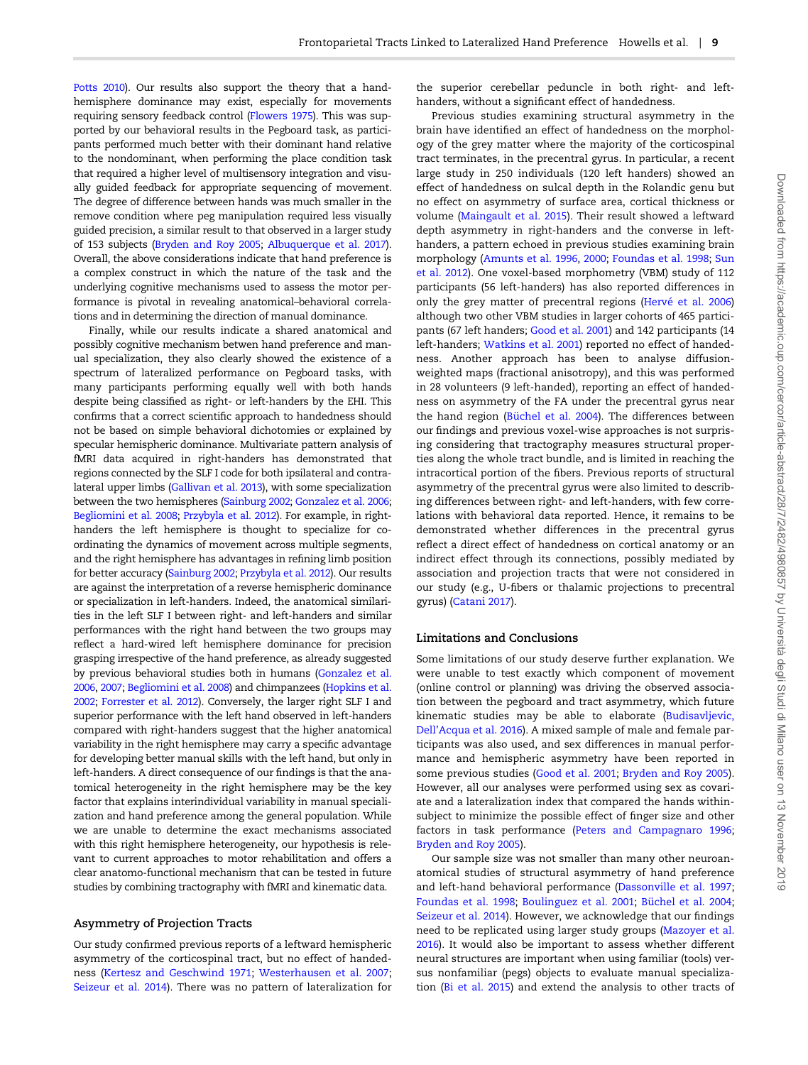Potts 2010). Our results also support the theory that a hand-hemisphere dominance may exist, especially for movements requiring sensory feedback control (Flowers 1975). This was supported by our behavioral results in the Pegboard task, as participants performed much better with their dominant hand relative to the nondominant, when performing the place condition task that required a higher level of multisensory integration and visually guided feedback for appropriate sequencing of movement. The degree of difference between hands was much smaller in the remove condition where peg manipulation required less visually guided precision, a similar result to that observed in a larger study of 153 subjects (Bryden and Roy 2005; Albuquerque et al. 2017). Overall, the above considerations indicate that hand preference is a complex construct in which the nature of the task and the underlying cognitive mechanisms used to assess the motor performance is pivotal in revealing anatomical–behavioral correlations and in determining the direction of manual dominance.

Finally, while our results indicate a shared anatomical and possibly cognitive mechanism betwen hand preference and manual specialization, they also clearly showed the existence of a spectrum of lateralized performance on Pegboard tasks, with many participants performing equally well with both hands despite being classified as right- or left-handers by the EHI. This confirms that a correct scientific approach to handedness should not be based on simple behavioral dichotomies or explained by specular hemispheric dominance. Multivariate pattern analysis of fMRI data acquired in right-handers has demonstrated that regions connected by the SLF I code for both ipsilateral and contralateral upper limbs (Gallivan et al. 2013), with some specialization between the two hemispheres (Sainburg 2002; Gonzalez et al. 2006; Begliomini et al. 2008; Przybyla et al. 2012). For example, in right-handers the left hemisphere is thought to specialize for coordinating the dynamics of movement across multiple segments, and the right hemisphere has advantages in refining limb position for better accuracy (Sainburg 2002; Przybyla et al. 2012). Our results are against the interpretation of a reverse hemispheric dominance or specialization in left-handers. Indeed, the anatomical similarities in the left SLF I between right- and left-handers and similar performances with the right hand between the two groups may reflect a hard-wired left hemisphere dominance for precision grasping irrespective of the hand preference, as already suggested by previous behavioral studies both in humans (Gonzalez et al. 2006, 2007; Begliomini et al. 2008) and chimpanzees (Hopkins et al. 2002; Forrester et al. 2012). Conversely, the larger right SLF I and superior performance with the left hand observed in left-handers compared with right-handers suggest that the higher anatomical variability in the right hemisphere may carry a specific advantage for developing better manual skills with the left hand, but only in left-handers. A direct consequence of our findings is that the anatomical heterogeneity in the right hemisphere may be the key factor that explains interindividual variability in manual specialization and hand preference among the general population. While we are unable to determine the exact mechanisms associated with this right hemisphere heterogeneity, our hypothesis is relevant to current approaches to motor rehabilitation and offers a clear anatomo-functional mechanism that can be tested in future studies by combining tractography with fMRI and kinematic data.

## Asymmetry of Projection Tracts

Our study confirmed previous reports of a leftward hemispheric asymmetry of the corticospinal tract, but no effect of handedness (Kertesz and Geschwind 1971; Westerhausen et al. 2007; Seizeur et al. 2014). There was no pattern of lateralization for the superior cerebellar peduncle in both right- and left-handers, without a significant effect of handedness.

Previous studies examining structural asymmetry in the brain have identified an effect of handedness on the morphology of the grey matter where the majority of the corticospinal tract terminates, in the precentral gyrus. In particular, a recent large study in 250 individuals (120 left handers) showed an effect of handedness on sulcal depth in the Rolandic genu but no effect on asymmetry of surface area, cortical thickness or volume (Maingault et al. 2015). Their result showed a leftward depth asymmetry in right-handers and the converse in left-handers, a pattern echoed in previous studies examining brain morphology (Amunts et al. 1996, 2000; Foundas et al. 1998; Sun et al. 2012). One voxel-based morphometry (VBM) study of 112 participants (56 left-handers) has also reported differences in only the grey matter of precentral regions (Hervé et al. 2006) although two other VBM studies in larger cohorts of 465 participants (67 left handers; Good et al. 2001) and 142 participants (14 left-handers; Watkins et al. 2001) reported no effect of handedness. Another approach has been to analyse diffusion-weighted maps (fractional anisotropy), and this was performed in 28 volunteers (9 left-handed), reporting an effect of handedness on asymmetry of the FA under the precentral gyrus near the hand region (Büchel et al. 2004). The differences between our findings and previous voxel-wise approaches is not surprising considering that tractography measures structural properties along the whole tract bundle, and is limited in reaching the intracortical portion of the fibers. Previous reports of structural asymmetry of the precentral gyrus were also limited to describing differences between right- and left-handers, with few correlations with behavioral data reported. Hence, it remains to be demonstrated whether differences in the precentral gyrus reflect a direct effect of handedness on cortical anatomy or an indirect effect through its connections, possibly mediated by association and projection tracts that were not considered in our study (e.g., U-fibers or thalamic projections to precentral gyrus) (Catani 2017).

## Limitations and Conclusions

Some limitations of our study deserve further explanation. We were unable to test exactly which component of movement (online control or planning) was driving the observed association between the pegboard and tract asymmetry, which future kinematic studies may be able to elaborate (Budisavljevic, Dell'Acqua et al. 2016). A mixed sample of male and female participants was also used, and sex differences in manual performance and hemispheric asymmetry have been reported in some previous studies (Good et al. 2001; Bryden and Roy 2005). However, all our analyses were performed using sex as covariate and a lateralization index that compared the hands within-subject to minimize the possible effect of finger size and other factors in task performance (Peters and Campagnaro 1996; Bryden and Roy 2005).

Our sample size was not smaller than many other neuroanatomical studies of structural asymmetry of hand preference and left-hand behavioral performance (Dassonville et al. 1997; Foundas et al. 1998; Boulinguez et al. 2001; Büchel et al. 2004; Seizeur et al. 2014). However, we acknowledge that our findings need to be replicated using larger study groups (Mazoyer et al. 2016). It would also be important to assess whether different neural structures are important when using familiar (tools) versus nonfamiliar (pegs) objects to evaluate manual specialization (Bi et al. 2015) and extend the analysis to other tracts of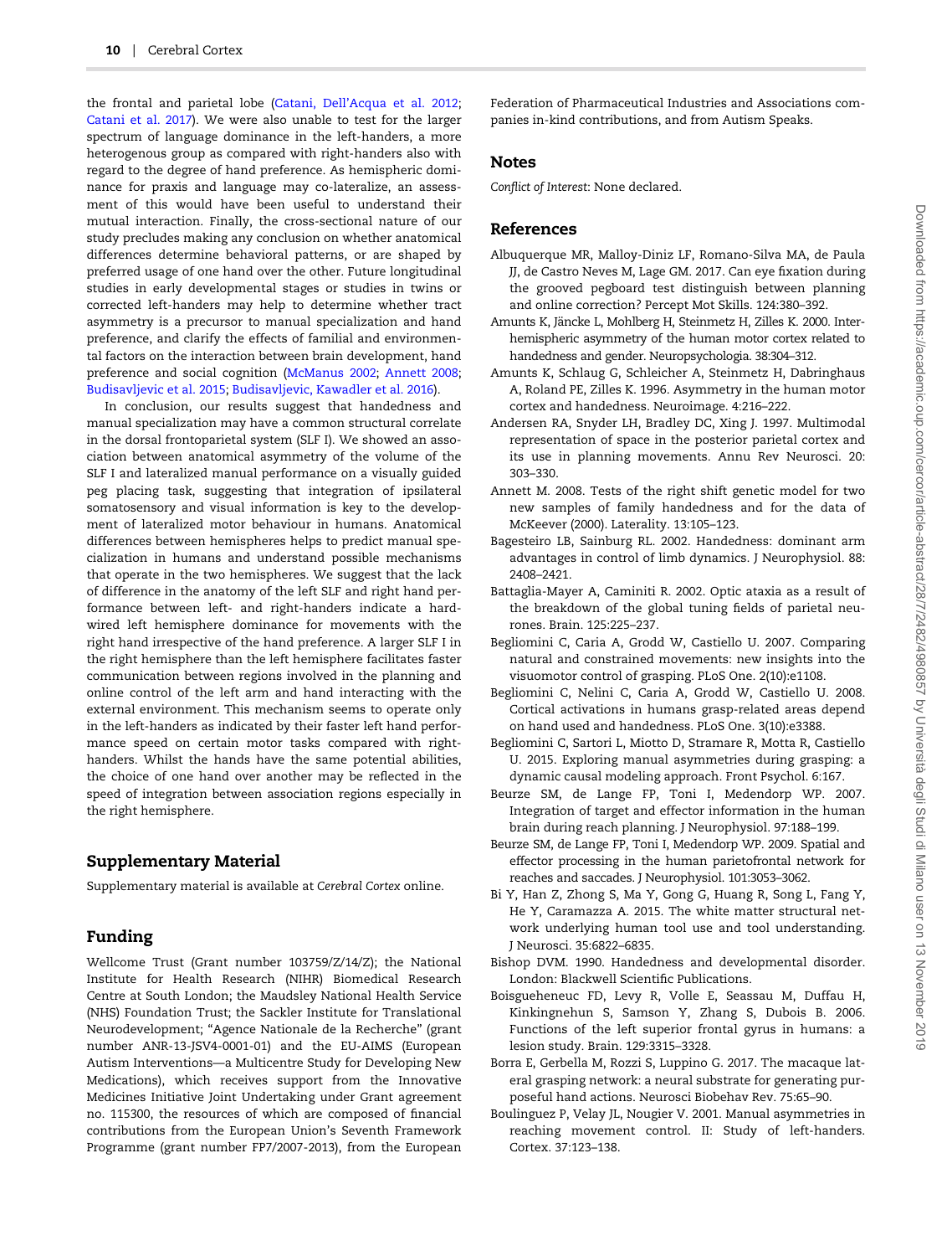the frontal and parietal lobe (Catani, Dell'Acqua et al. 2012; Catani et al. 2017). We were also unable to test for the larger spectrum of language dominance in the left-handers, a more heterogenous group as compared with right-handers also with regard to the degree of hand preference. As hemispheric dominance for praxis and language may co-lateralize, an assessment of this would have been useful to understand their mutual interaction. Finally, the cross-sectional nature of our study precludes making any conclusion on whether anatomical differences determine behavioral patterns, or are shaped by preferred usage of one hand over the other. Future longitudinal studies in early developmental stages or studies in twins or corrected left-handers may help to determine whether tract asymmetry is a precursor to manual specialization and hand preference, and clarify the effects of familial and environmental factors on the interaction between brain development, hand preference and social cognition (McManus 2002; Annett 2008; Budisavljevic et al. 2015; Budisavljevic, Kawadler et al. 2016).

In conclusion, our results suggest that handedness and manual specialization may have a common structural correlate in the dorsal frontoparietal system (SLF I). We showed an association between anatomical asymmetry of the volume of the SLF I and lateralized manual performance on a visually guided peg placing task, suggesting that integration of ipsilateral somatosensory and visual information is key to the development of lateralized motor behaviour in humans. Anatomical differences between hemispheres helps to predict manual specialization in humans and understand possible mechanisms that operate in the two hemispheres. We suggest that the lack of difference in the anatomy of the left SLF and right hand performance between left- and right-handers indicate a hardwired left hemisphere dominance for movements with the right hand irrespective of the hand preference. A larger SLF I in the right hemisphere than the left hemisphere facilitates faster communication between regions involved in the planning and online control of the left arm and hand interacting with the external environment. This mechanism seems to operate only in the left-handers as indicated by their faster left hand performance speed on certain motor tasks compared with right-handers. Whilst the hands have the same potential abilities, the choice of one hand over another may be reflected in the speed of integration between association regions especially in the right hemisphere.

## Supplementary Material

Supplementary material is available at *Cerebral Cortex* online.

## Funding

Wellcome Trust (Grant number 103759/Z/14/Z); the National Institute for Health Research (NIHR) Biomedical Research Centre at South London; the Maudsley National Health Service (NHS) Foundation Trust; the Sackler Institute for Translational Neurodevelopment; "Agence Nationale de la Recherche" (grant number ANR-13-JSV4-0001-01) and the EU-AIMS (European Autism Interventions—a Multicentre Study for Developing New Medications), which receives support from the Innovative Medicines Initiative Joint Undertaking under Grant agreement no. 115300, the resources of which are composed of financial contributions from the European Union's Seventh Framework Programme (grant number FP7/2007-2013), from the European Federation of Pharmaceutical Industries and Associations companies in-kind contributions, and from Autism Speaks.

## Notes

*Conflict of Interest*: None declared.

## References

Albuquerque MR, Malloy-Diniz LF, Romano-Silva MA, de Paula JJ, de Castro Neves M, Lage GM. 2017. Can eye fixation during the grooved pegboard test distinguish between planning and online correction? Percept Mot Skills. 124:380–392.

Amunts K, Jäncke L, Mohlberg H, Steinmetz H, Zilles K. 2000. Interhemispheric asymmetry of the human motor cortex related to handedness and gender. Neuropsychologia. 38:304–312.

Amunts K, Schlaug G, Schleicher A, Steinmetz H, Dabringhaus A, Roland PE, Zilles K. 1996. Asymmetry in the human motor cortex and handedness. Neuroimage. 4:216–222.

Andersen RA, Snyder LH, Bradley DC, Xing J. 1997. Multimodal representation of space in the posterior parietal cortex and its use in planning movements. Annu Rev Neurosci. 20: 303–330.

Annett M. 2008. Tests of the right shift genetic model for two new samples of family handedness and for the data of McKeever (2000). Laterality. 13:105–123.

Bagesteiro LB, Sainburg RL. 2002. Handedness: dominant arm advantages in control of limb dynamics. J Neurophysiol. 88: 2408–2421.

Battaglia-Mayer A, Caminiti R. 2002. Optic ataxia as a result of the breakdown of the global tuning fields of parietal neurones. Brain. 125:225–237.

Begliomini C, Caria A, Grodd W, Castiello U. 2007. Comparing natural and constrained movements: new insights into the visuomotor control of grasping. PLoS One. 2(10):e1108.

Begliomini C, Nelini C, Caria A, Grodd W, Castiello U. 2008. Cortical activations in humans grasp-related areas depend on hand used and handedness. PLoS One. 3(10):e3388.

Begliomini C, Sartori L, Miotto D, Stramare R, Motta R, Castiello U. 2015. Exploring manual asymmetries during grasping: a dynamic causal modeling approach. Front Psychol. 6:167.

Beurze SM, de Lange FP, Toni I, Medendorp WP. 2007. Integration of target and effector information in the human brain during reach planning. J Neurophysiol. 97:188–199.

Beurze SM, de Lange FP, Toni I, Medendorp WP. 2009. Spatial and effector processing in the human parietofrontal network for reaches and saccades. J Neurophysiol. 101:3053–3062.

Bi Y, Han Z, Zhong S, Ma Y, Gong G, Huang R, Song L, Fang Y, He Y, Caramazza A. 2015. The white matter structural network underlying human tool use and tool understanding. J Neurosci. 35:6822–6835.

Bishop DVM. 1990. Handedness and developmental disorder. London: Blackwell Scientific Publications.

Boisgueheneuc FD, Levy R, Volle E, Seassau M, Duffau H, Kinkingnehun S, Samson Y, Zhang S, Dubois B. 2006. Functions of the left superior frontal gyrus in humans: a lesion study. Brain. 129:3315–3328.

Borra E, Gerbella M, Rozzi S, Luppino G. 2017. The macaque lateral grasping network: a neural substrate for generating purposeful hand actions. Neurosci Biobehav Rev. 75:65–90.

Boulinguez P, Velay JL, Nougier V. 2001. Manual asymmetries in reaching movement control. II: Study of left-handers. Cortex. 37:123–138.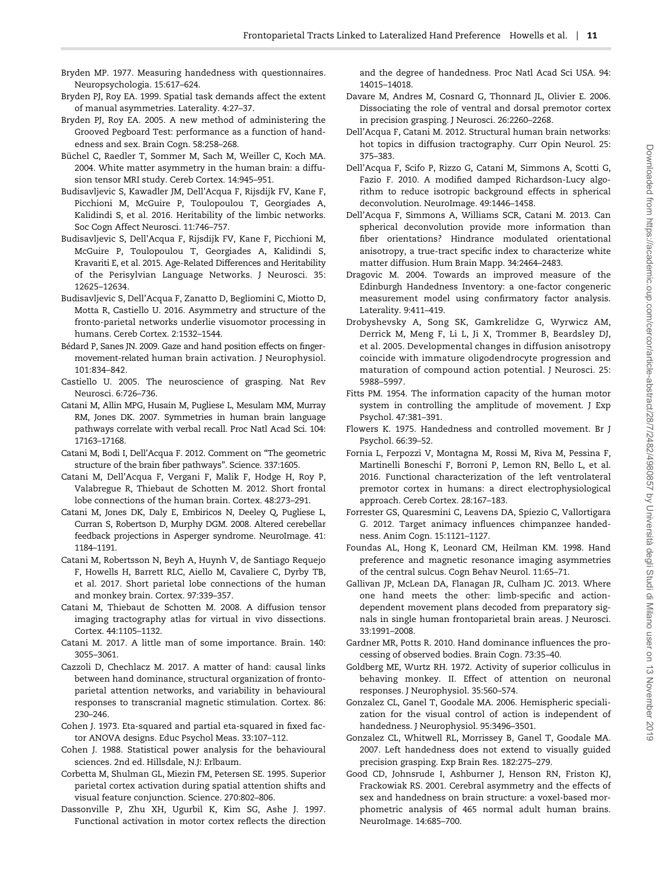Bryden MP. 1977. Measuring handedness with questionnaires. Neuropsychologia. 15:617–624.

Bryden PJ, Roy EA. 1999. Spatial task demands affect the extent of manual asymmetries. Laterality. 4:27–37.

Bryden PJ, Roy EA. 2005. A new method of administering the Grooved Pegboard Test: performance as a function of handedness and sex. Brain Cogn. 58:258–268.

Büchel C, Raedler T, Sommer M, Sach M, Weiller C, Koch MA. 2004. White matter asymmetry in the human brain: a diffusion tensor MRI study. Cereb Cortex. 14:945–951.

Budisavljevic S, Kawadler JM, Dell'Acqua F, Rijsdijk FV, Kane F, Picchioni M, McGuire P, Toulopoulou T, Georgiades A, Kalidindi S, et al. 2016. Heritability of the limbic networks. Soc Cogn Affect Neurosci. 11:746–757.

Budisavljevic S, Dell'Acqua F, Rijsdijk FV, Kane F, Picchioni M, McGuire P, Toulopoulou T, Georgiades A, Kalidindi S, Kravariti E, et al. 2015. Age-Related Differences and Heritability of the Perisylvian Language Networks. J Neurosci. 35: 12625–12634.

Budisavljevic S, Dell'Acqua F, Zanatto D, Begliomini C, Miotto D, Motta R, Castiello U. 2016. Asymmetry and structure of the fronto-parietal networks underlie visuomotor processing in humans. Cereb Cortex. 2:1532–1544.

Bédard P, Sanes JN. 2009. Gaze and hand position effects on finger-movement-related human brain activation. J Neurophysiol. 101:834–842.

Castiello U. 2005. The neuroscience of grasping. Nat Rev Neurosci. 6:726–736.

Catani M, Allin MPG, Husain M, Pugliese L, Mesulam MM, Murray RM, Jones DK. 2007. Symmetries in human brain language pathways correlate with verbal recall. Proc Natl Acad Sci. 104: 17163–17168.

Catani M, Bodi I, Dell'Acqua F. 2012. Comment on "The geometric structure of the brain fiber pathways". Science. 337:1605.

Catani M, Dell'Acqua F, Vergani F, Malik F, Hodge H, Roy P, Valabregue R, Thiebaut de Schotten M. 2012. Short frontal lobe connections of the human brain. Cortex. 48:273–291.

Catani M, Jones DK, Daly E, Embiricos N, Deeley Q, Pugliese L, Curran S, Robertson D, Murphy DGM. 2008. Altered cerebellar feedback projections in Asperger syndrome. NeuroImage. 41: 1184–1191.

Catani M, Robertsson N, Beyh A, Huynh V, de Santiago Requejo F, Howells H, Barrett RLC, Aiello M, Cavaliere C, Dyrby TB, et al. 2017. Short parietal lobe connections of the human and monkey brain. Cortex. 97:339–357.

Catani M, Thiebaut de Schotten M. 2008. A diffusion tensor imaging tractography atlas for virtual in vivo dissections. Cortex. 44:1105–1132.

Catani M. 2017. A little man of some importance. Brain. 140: 3055–3061.

Cazzoli D, Chechlacz M. 2017. A matter of hand: causal links between hand dominance, structural organization of fronto-parietal attention networks, and variability in behavioural responses to transcranial magnetic stimulation. Cortex. 86: 230–246.

Cohen J. 1973. Eta-squared and partial eta-squared in fixed factor ANOVA designs. Educ Psychol Meas. 33:107–112.

Cohen J. 1988. Statistical power analysis for the behavioural sciences. 2nd ed. Hillsdale, N.J: Erlbaum.

Corbetta M, Shulman GL, Miezin FM, Petersen SE. 1995. Superior parietal cortex activation during spatial attention shifts and visual feature conjunction. Science. 270:802–806.

Dassonville P, Zhu XH, Ugurbil K, Kim SG, Ashe J. 1997. Functional activation in motor cortex reflects the direction and the degree of handedness. Proc Natl Acad Sci USA. 94: 14015–14018.

Davare M, Andres M, Cosnard G, Thonnard JL, Olivier E. 2006. Dissociating the role of ventral and dorsal premotor cortex in precision grasping. J Neurosci. 26:2260–2268.

Dell'Acqua F, Catani M. 2012. Structural human brain networks: hot topics in diffusion tractography. Curr Opin Neurol. 25: 375–383.

Dell'Acqua F, Scifo P, Rizzo G, Catani M, Simmons A, Scotti G, Fazio F. 2010. A modified damped Richardson-Lucy algorithm to reduce isotropic background effects in spherical deconvolution. NeuroImage. 49:1446–1458.

Dell'Acqua F, Simmons A, Williams SCR, Catani M. 2013. Can spherical deconvolution provide more information than fiber orientations? Hindrance modulated orientational anisotropy, a true-tract specific index to characterize white matter diffusion. Hum Brain Mapp. 34:2464–2483.

Dragovic M. 2004. Towards an improved measure of the Edinburgh Handedness Inventory: a one-factor congeneric measurement model using confirmatory factor analysis. Laterality. 9:411–419.

Drobyshevsky A, Song SK, Gamkrelidze G, Wyrwicz AM, Derrick M, Meng F, Li L, Ji X, Trommer B, Beardsley DJ, et al. 2005. Developmental changes in diffusion anisotropy coincide with immature oligodendrocyte progression and maturation of compound action potential. J Neurosci. 25: 5988–5997.

Fitts PM. 1954. The information capacity of the human motor system in controlling the amplitude of movement. J Exp Psychol. 47:381–391.

Flowers K. 1975. Handedness and controlled movement. Br J Psychol. 66:39–52.

Fornia L, Ferpozzi V, Montagna M, Rossi M, Riva M, Pessina F, Martinelli Boneschi F, Borroni P, Lemon RN, Bello L, et al. 2016. Functional characterization of the left ventrolateral premotor cortex in humans: a direct electrophysiological approach. Cereb Cortex. 28:167–183.

Forrester GS, Quaresmini C, Leavens DA, Spiezio C, Vallortigara G. 2012. Target animacy influences chimpanzee handedness. Anim Cogn. 15:1121–1127.

Foundas AL, Hong K, Leonard CM, Heilman KM. 1998. Hand preference and magnetic resonance imaging asymmetries of the central sulcus. Cogn Behav Neurol. 11:65–71.

Gallivan JP, McLean DA, Flanagan JR, Culham JC. 2013. Where one hand meets the other: limb-specific and action-dependent movement plans decoded from preparatory signals in single human frontoparietal brain areas. J Neurosci. 33:1991–2008.

Gardner MR, Potts R. 2010. Hand dominance influences the processing of observed bodies. Brain Cogn. 73:35–40.

Goldberg ME, Wurtz RH. 1972. Activity of superior colliculus in behaving monkey. II. Effect of attention on neuronal responses. J Neurophysiol. 35:560–574.

Gonzalez CL, Ganel T, Goodale MA. 2006. Hemispheric specialization for the visual control of action is independent of handedness. J Neurophysiol. 95:3496–3501.

Gonzalez CL, Whitwell RL, Morrissey B, Ganel T, Goodale MA. 2007. Left handedness does not extend to visually guided precision grasping. Exp Brain Res. 182:275–279.

Good CD, Johnsrude I, Ashburner J, Henson RN, Friston KJ, Frackowiak RS. 2001. Cerebral asymmetry and the effects of sex and handedness on brain structure: a voxel-based morphometric analysis of 465 normal adult human brains. NeuroImage. 14:685–700.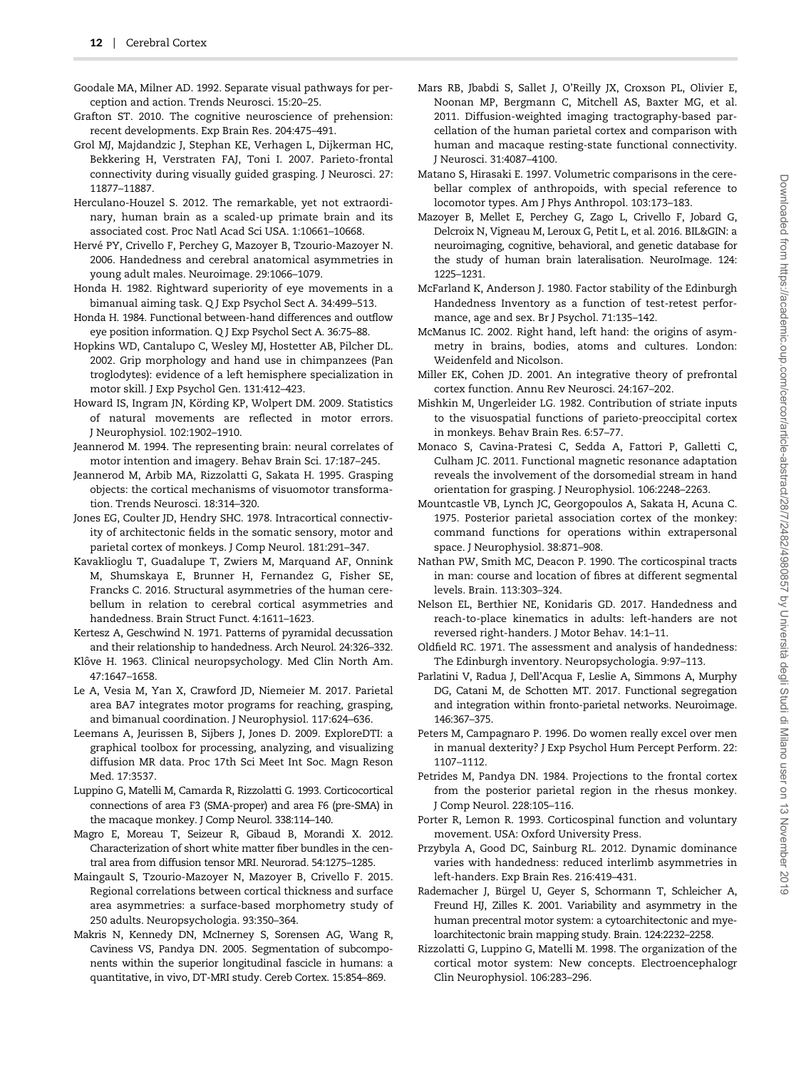Goodale MA, Milner AD. 1992. Separate visual pathways for perception and action. Trends Neurosci. 15:20–25.

Grafton ST. 2010. The cognitive neuroscience of prehension: recent developments. Exp Brain Res. 204:475–491.

Grol MJ, Majdandzic J, Stephan KE, Verhagen L, Dijkerman HC, Bekkering H, Verstraten FAJ, Toni I. 2007. Parieto-frontal connectivity during visually guided grasping. J Neurosci. 27: 11877–11887.

Herculano-Houzel S. 2012. The remarkable, yet not extraordinary, human brain as a scaled-up primate brain and its associated cost. Proc Natl Acad Sci USA. 1:10661–10668.

Hervé PY, Crivello F, Perchey G, Mazoyer B, Tzourio-Mazoyer N. 2006. Handedness and cerebral anatomical asymmetries in young adult males. Neuroimage. 29:1066–1079.

Honda H. 1982. Rightward superiority of eye movements in a bimanual aiming task. Q J Exp Psychol Sect A. 34:499–513.

Honda H. 1984. Functional between-hand differences and outflow eye position information. Q J Exp Psychol Sect A. 36:75–88.

Hopkins WD, Cantalupo C, Wesley MJ, Hostetter AB, Pilcher DL. 2002. Grip morphology and hand use in chimpanzees (Pan troglodytes): evidence of a left hemisphere specialization in motor skill. J Exp Psychol Gen. 131:412–423.

Howard IS, Ingram JN, Körding KP, Wolpert DM. 2009. Statistics of natural movements are reflected in motor errors. J Neurophysiol. 102:1902–1910.

Jeannerod M. 1994. The representing brain: neural correlates of motor intention and imagery. Behav Brain Sci. 17:187–245.

Jeannerod M, Arbib MA, Rizzolatti G, Sakata H. 1995. Grasping objects: the cortical mechanisms of visuomotor transformation. Trends Neurosci. 18:314–320.

Jones EG, Coulter JD, Hendry SHC. 1978. Intracortical connectivity of architectonic fields in the somatic sensory, motor and parietal cortex of monkeys. J Comp Neurol. 181:291–347.

Kavaklioglu T, Guadalupe T, Zwiers M, Marquand AF, Onnink M, Shumskaya E, Brunner H, Fernandez G, Fisher SE, Francks C. 2016. Structural asymmetries of the human cerebellum in relation to cerebral cortical asymmetries and handedness. Brain Struct Funct. 4:1611–1623.

Kertesz A, Geschwind N. 1971. Patterns of pyramidal decussation and their relationship to handedness. Arch Neurol. 24:326–332.

Klôve H. 1963. Clinical neuropsychology. Med Clin North Am. 47:1647–1658.

Le A, Vesia M, Yan X, Crawford JD, Niemeier M. 2017. Parietal area BA7 integrates motor programs for reaching, grasping, and bimanual coordination. J Neurophysiol. 117:624–636.

Leemans A, Jeurissen B, Sijbers J, Jones D. 2009. ExploreDTI: a graphical toolbox for processing, analyzing, and visualizing diffusion MR data. Proc 17th Sci Meet Int Soc. Magn Reson Med. 17:3537.

Luppino G, Matelli M, Camarda R, Rizzolatti G. 1993. Corticocortical connections of area F3 (SMA-proper) and area F6 (pre-SMA) in the macaque monkey. J Comp Neurol. 338:114–140.

Magro E, Moreau T, Seizeur R, Gibaud B, Morandi X. 2012. Characterization of short white matter fiber bundles in the central area from diffusion tensor MRI. Neurorad. 54:1275–1285.

Maingault S, Tzourio-Mazoyer N, Mazoyer B, Crivello F. 2015. Regional correlations between cortical thickness and surface area asymmetries: a surface-based morphometry study of 250 adults. Neuropsychologia. 93:350–364.

Makris N, Kennedy DN, McInerney S, Sorensen AG, Wang R, Caviness VS, Pandya DN. 2005. Segmentation of subcomponents within the superior longitudinal fascicle in humans: a quantitative, in vivo, DT-MRI study. Cereb Cortex. 15:854–869.

Mars RB, Jbabdi S, Sallet J, O'Reilly JX, Croxson PL, Olivier E, Noonan MP, Bergmann C, Mitchell AS, Baxter MG, et al. 2011. Diffusion-weighted imaging tractography-based parcellation of the human parietal cortex and comparison with human and macaque resting-state functional connectivity. J Neurosci. 31:4087–4100.

Matano S, Hirasaki E. 1997. Volumetric comparisons in the cerebellar complex of anthropoids, with special reference to locomotor types. Am J Phys Anthropol. 103:173–183.

Mazoyer B, Mellet E, Perchey G, Zago L, Crivello F, Jobard G, Delcroix N, Vigneau M, Leroux G, Petit L, et al. 2016. BIL&GIN: a neuroimaging, cognitive, behavioral, and genetic database for the study of human brain lateralisation. NeuroImage. 124: 1225–1231.

McFarland K, Anderson J. 1980. Factor stability of the Edinburgh Handedness Inventory as a function of test-retest performance, age and sex. Br J Psychol. 71:135–142.

McManus IC. 2002. Right hand, left hand: the origins of asymmetry in brains, bodies, atoms and cultures. London: Weidenfeld and Nicolson.

Miller EK, Cohen JD. 2001. An integrative theory of prefrontal cortex function. Annu Rev Neurosci. 24:167–202.

Mishkin M, Ungerleider LG. 1982. Contribution of striate inputs to the visuospatial functions of parieto-preoccipital cortex in monkeys. Behav Brain Res. 6:57–77.

Monaco S, Cavina-Pratesi C, Sedda A, Fattori P, Galletti C, Culham JC. 2011. Functional magnetic resonance adaptation reveals the involvement of the dorsomedial stream in hand orientation for grasping. J Neurophysiol. 106:2248–2263.

Mountcastle VB, Lynch JC, Georgopoulos A, Sakata H, Acuna C. 1975. Posterior parietal association cortex of the monkey: command functions for operations within extrapersonal space. J Neurophysiol. 38:871–908.

Nathan PW, Smith MC, Deacon P. 1990. The corticospinal tracts in man: course and location of fibres at different segmental levels. Brain. 113:303–324.

Nelson EL, Berthier NE, Konidaris GD. 2017. Handedness and reach-to-place kinematics in adults: left-handers are not reversed right-handers. J Motor Behav. 14:1–11.

Oldfield RC. 1971. The assessment and analysis of handedness: The Edinburgh inventory. Neuropsychologia. 9:97–113.

Parlatini V, Radua J, Dell'Acqua F, Leslie A, Simmons A, Murphy DG, Catani M, de Schotten MT. 2017. Functional segregation and integration within fronto-parietal networks. Neuroimage. 146:367–375.

Peters M, Campagnaro P. 1996. Do women really excel over men in manual dexterity? J Exp Psychol Hum Percept Perform. 22: 1107–1112.

Petrides M, Pandya DN. 1984. Projections to the frontal cortex from the posterior parietal region in the rhesus monkey. J Comp Neurol. 228:105–116.

Porter R, Lemon R. 1993. Corticospinal function and voluntary movement. USA: Oxford University Press.

Przybyla A, Good DC, Sainburg RL. 2012. Dynamic dominance varies with handedness: reduced interlimb asymmetries in left-handers. Exp Brain Res. 216:419–431.

Rademacher J, Bürgel U, Geyer S, Schormann T, Schleicher A, Freund HJ, Zilles K. 2001. Variability and asymmetry in the human precentral motor system: a cytoarchitectonic and myeloarchitectonic brain mapping study. Brain. 124:2232–2258.

Rizzolatti G, Luppino G, Matelli M. 1998. The organization of the cortical motor system: New concepts. Electroencephalogr Clin Neurophysiol. 106:283–296.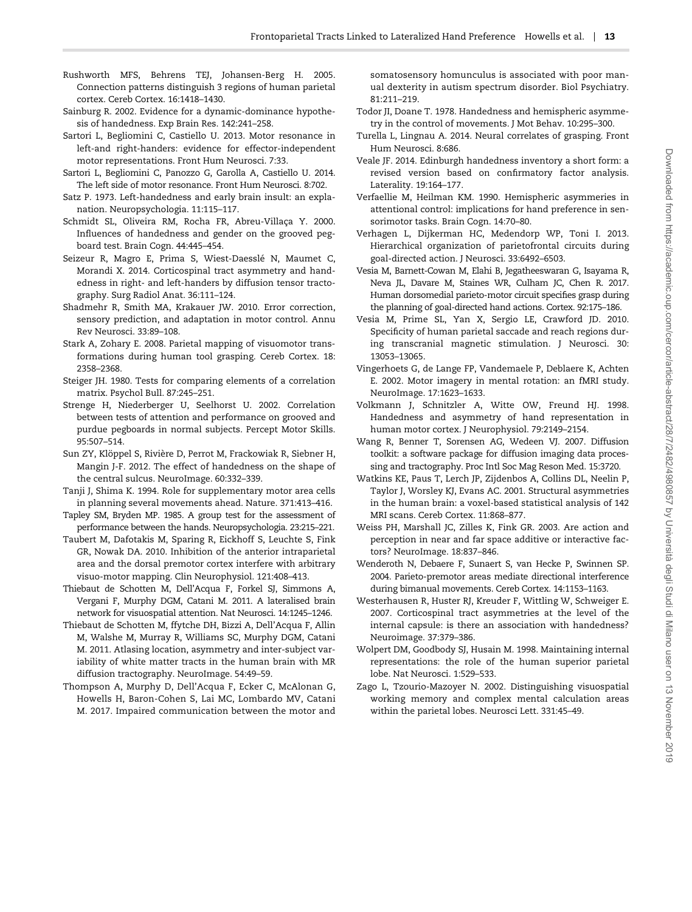Rushworth MFS, Behrens TEJ, Johansen-Berg H. 2005. Connection patterns distinguish 3 regions of human parietal cortex. Cereb Cortex. 16:1418–1430.

Sainburg R. 2002. Evidence for a dynamic-dominance hypothesis of handedness. Exp Brain Res. 142:241–258.

Sartori L, Begliomini C, Castiello U. 2013. Motor resonance in left-and right-handers: evidence for effector-independent motor representations. Front Hum Neurosci. 7:33.

Sartori L, Begliomini C, Panozzo G, Garolla A, Castiello U. 2014. The left side of motor resonance. Front Hum Neurosci. 8:702.

Satz P. 1973. Left-handedness and early brain insult: an explanation. Neuropsychologia. 11:115–117.

Schmidt SL, Oliveira RM, Rocha FR, Abreu-Villaça Y. 2000. Influences of handedness and gender on the grooved pegboard test. Brain Cogn. 44:445–454.

Seizeur R, Magro E, Prima S, Wiest-Daesslé N, Maumet C, Morandi X. 2014. Corticospinal tract asymmetry and handedness in right- and left-handers by diffusion tensor tractography. Surg Radiol Anat. 36:111–124.

Shadmehr R, Smith MA, Krakauer JW. 2010. Error correction, sensory prediction, and adaptation in motor control. Annu Rev Neurosci. 33:89–108.

Stark A, Zohary E. 2008. Parietal mapping of visuomotor transformations during human tool grasping. Cereb Cortex. 18: 2358–2368.

Steiger JH. 1980. Tests for comparing elements of a correlation matrix. Psychol Bull. 87:245–251.

Strenge H, Niederberger U, Seelhorst U. 2002. Correlation between tests of attention and performance on grooved and purdue pegboards in normal subjects. Percept Motor Skills. 95:507–514.

Sun ZY, Klöppel S, Rivière D, Perrot M, Frackowiak R, Siebner H, Mangin J-F. 2012. The effect of handedness on the shape of the central sulcus. NeuroImage. 60:332–339.

Tanji J, Shima K. 1994. Role for supplementary motor area cells in planning several movements ahead. Nature. 371:413–416.

Tapley SM, Bryden MP. 1985. A group test for the assessment of performance between the hands. Neuropsychologia. 23:215–221.

Taubert M, Dafotakis M, Sparing R, Eickhoff S, Leuchte S, Fink GR, Nowak DA. 2010. Inhibition of the anterior intraparietal area and the dorsal premotor cortex interfere with arbitrary visuo-motor mapping. Clin Neurophysiol. 121:408–413.

Thiebaut de Schotten M, Dell'Acqua F, Forkel SJ, Simmons A, Vergani F, Murphy DGM, Catani M. 2011. A lateralised brain network for visuospatial attention. Nat Neurosci. 14:1245–1246.

Thiebaut de Schotten M, ffytche DH, Bizzi A, Dell'Acqua F, Allin M, Walshe M, Murray R, Williams SC, Murphy DGM, Catani M. 2011. Atlasing location, asymmetry and inter-subject variability of white matter tracts in the human brain with MR diffusion tractography. NeuroImage. 54:49–59.

Thompson A, Murphy D, Dell'Acqua F, Ecker C, McAlonan G, Howells H, Baron-Cohen S, Lai MC, Lombardo MV, Catani M. 2017. Impaired communication between the motor and somatosensory homunculus is associated with poor manual dexterity in autism spectrum disorder. Biol Psychiatry. 81:211–219.

Todor JI, Doane T. 1978. Handedness and hemispheric asymmetry in the control of movements. J Mot Behav. 10:295–300.

Turella L, Lingnau A. 2014. Neural correlates of grasping. Front Hum Neurosci. 8:686.

Veale JF. 2014. Edinburgh handedness inventory a short form: a revised version based on confirmatory factor analysis. Laterality. 19:164–177.

Verfaellie M, Heilman KM. 1990. Hemispheric asymmeries in attentional control: implications for hand preference in sensorimotor tasks. Brain Cogn. 14:70–80.

Verhagen L, Dijkerman HC, Medendorp WP, Toni I. 2013. Hierarchical organization of parietofrontal circuits during goal-directed action. J Neurosci. 33:6492–6503.

Vesia M, Barnett-Cowan M, Elahi B, Jegatheeswaran G, Isayama R, Neva JL, Davare M, Staines WR, Culham JC, Chen R. 2017. Human dorsomedial parieto-motor circuit specifies grasp during the planning of goal-directed hand actions. Cortex. 92:175–186.

Vesia M, Prime SL, Yan X, Sergio LE, Crawford JD. 2010. Specificity of human parietal saccade and reach regions during transcranial magnetic stimulation. J Neurosci. 30: 13053–13065.

Vingerhoets G, de Lange FP, Vandemaele P, Deblaere K, Achten E. 2002. Motor imagery in mental rotation: an fMRI study. NeuroImage. 17:1623–1633.

Volkmann J, Schnitzler A, Witte OW, Freund HJ. 1998. Handedness and asymmetry of hand representation in human motor cortex. J Neurophysiol. 79:2149–2154.

Wang R, Benner T, Sorensen AG, Wedeen VJ. 2007. Diffusion toolkit: a software package for diffusion imaging data processing and tractography. Proc Intl Soc Mag Reson Med. 15:3720.

Watkins KE, Paus T, Lerch JP, Zijdenbos A, Collins DL, Neelin P, Taylor J, Worsley KJ, Evans AC. 2001. Structural asymmetries in the human brain: a voxel-based statistical analysis of 142 MRI scans. Cereb Cortex. 11:868–877.

Weiss PH, Marshall JC, Zilles K, Fink GR. 2003. Are action and perception in near and far space additive or interactive factors? NeuroImage. 18:837–846.

Wenderoth N, Debaere F, Sunaert S, van Hecke P, Swinnen SP. 2004. Parieto-premotor areas mediate directional interference during bimanual movements. Cereb Cortex. 14:1153–1163.

Westerhausen R, Huster RJ, Kreuder F, Wittling W, Schweiger E. 2007. Corticospinal tract asymmetries at the level of the internal capsule: is there an association with handedness? Neuroimage. 37:379–386.

Wolpert DM, Goodbody SJ, Husain M. 1998. Maintaining internal representations: the role of the human superior parietal lobe. Nat Neurosci. 1:529–533.

Zago L, Tzourio-Mazoyer N. 2002. Distinguishing visuospatial working memory and complex mental calculation areas within the parietal lobes. Neurosci Lett. 331:45–49.